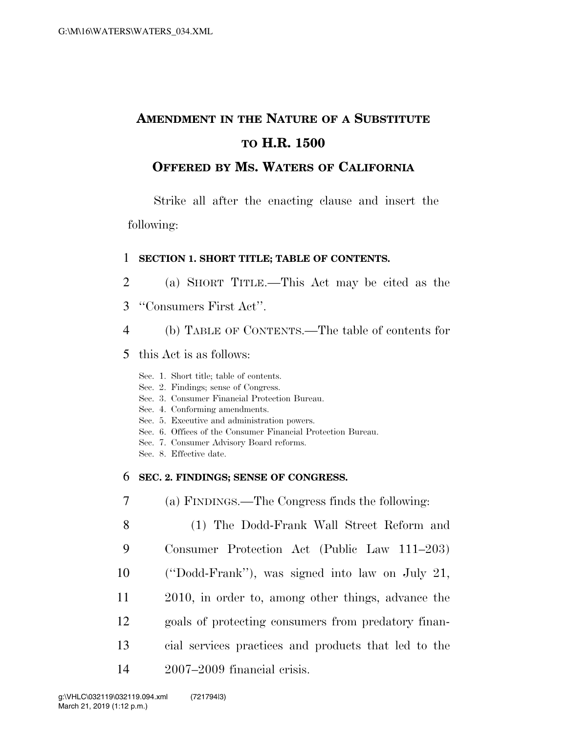# AMENDMENT IN THE NATURE OF A SUBSTITUTE TO H.R. 1500

## OFFERED BY MS. WATERS OF CALIFORNIA

Strike all after the enacting clause and insert the following:

**SECTION 1. SHORT TITLE; TABLE OF CONTENTS.**

(a) SHORT TITLE.—This Act may be cited as the "Consumers First Act".

(b) TABLE OF CONTENTS.—The table of contents for this Act is as follows:

Sec. 1. Short title; table of contents.
Sec. 2. Findings; sense of Congress.
Sec. 3. Consumer Financial Protection Bureau.
Sec. 4. Conforming amendments.
Sec. 5. Executive and administration powers.
Sec. 6. Offices of the Consumer Financial Protection Bureau.
Sec. 7. Consumer Advisory Board reforms.
Sec. 8. Effective date.

**SEC. 2. FINDINGS; SENSE OF CONGRESS.**

(a) FINDINGS.—The Congress finds the following:

(1) The Dodd-Frank Wall Street Reform and Consumer Protection Act (Public Law 111–203) ("Dodd-Frank"), was signed into law on July 21, 2010, in order to, among other things, advance the goals of protecting consumers from predatory financial services practices and products that led to the 2007–2009 financial crisis.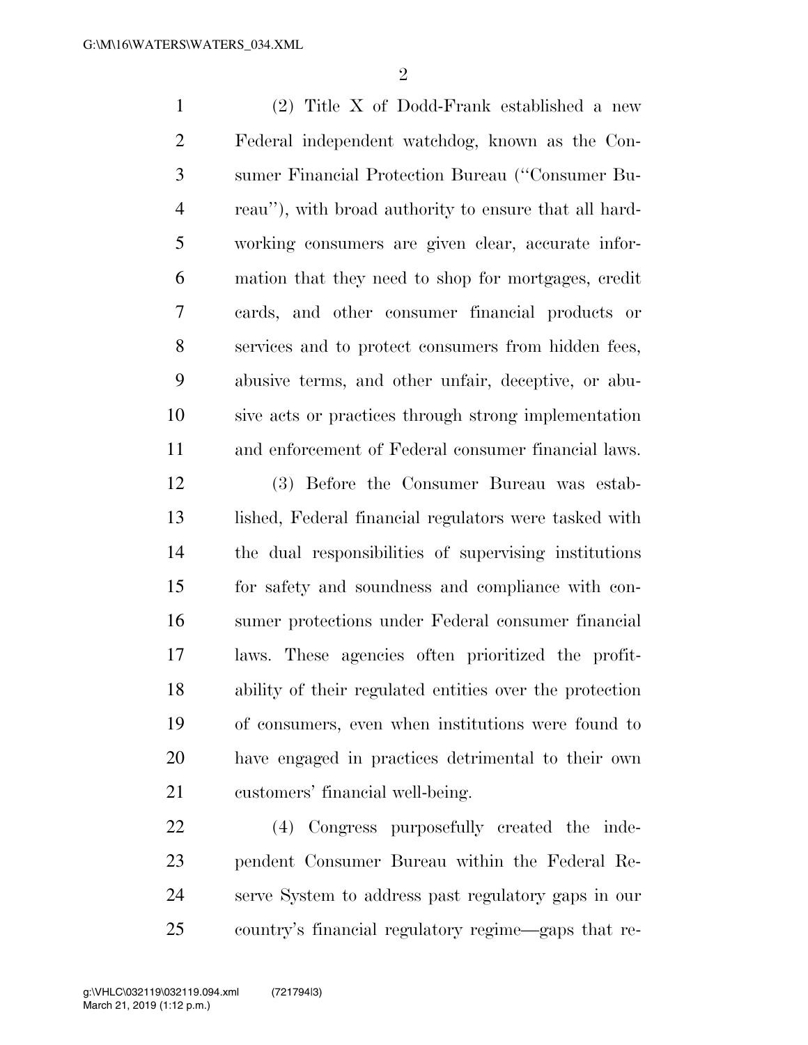(2) Title X of Dodd-Frank established a new Federal independent watchdog, known as the Consumer Financial Protection Bureau (''Consumer Bureau''), with broad authority to ensure that all hard-working consumers are given clear, accurate information that they need to shop for mortgages, credit cards, and other consumer financial products or services and to protect consumers from hidden fees, abusive terms, and other unfair, deceptive, or abusive acts or practices through strong implementation and enforcement of Federal consumer financial laws.

(3) Before the Consumer Bureau was established, Federal financial regulators were tasked with the dual responsibilities of supervising institutions for safety and soundness and compliance with consumer protections under Federal consumer financial laws. These agencies often prioritized the profitability of their regulated entities over the protection of consumers, even when institutions were found to have engaged in practices detrimental to their own customers' financial well-being.

(4) Congress purposefully created the independent Consumer Bureau within the Federal Reserve System to address past regulatory gaps in our country's financial regulatory regime—gaps that re-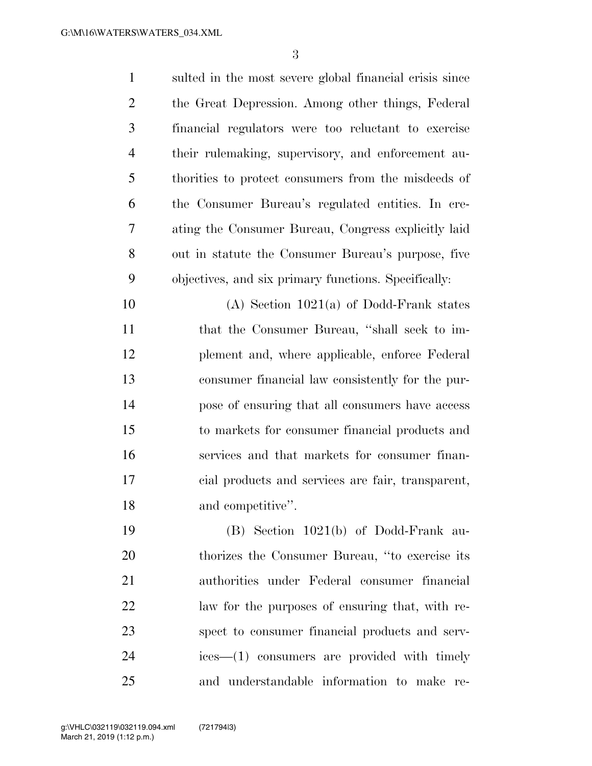sulted in the most severe global financial crisis since the Great Depression. Among other things, Federal financial regulators were too reluctant to exercise their rulemaking, supervisory, and enforcement authorities to protect consumers from the misdeeds of the Consumer Bureau's regulated entities. In creating the Consumer Bureau, Congress explicitly laid out in statute the Consumer Bureau's purpose, five objectives, and six primary functions. Specifically:

(A) Section 1021(a) of Dodd-Frank states that the Consumer Bureau, "shall seek to implement and, where applicable, enforce Federal consumer financial law consistently for the purpose of ensuring that all consumers have access to markets for consumer financial products and services and that markets for consumer financial products and services are fair, transparent, and competitive".

(B) Section 1021(b) of Dodd-Frank authorizes the Consumer Bureau, "to exercise its authorities under Federal consumer financial law for the purposes of ensuring that, with respect to consumer financial products and services—(1) consumers are provided with timely and understandable information to make re-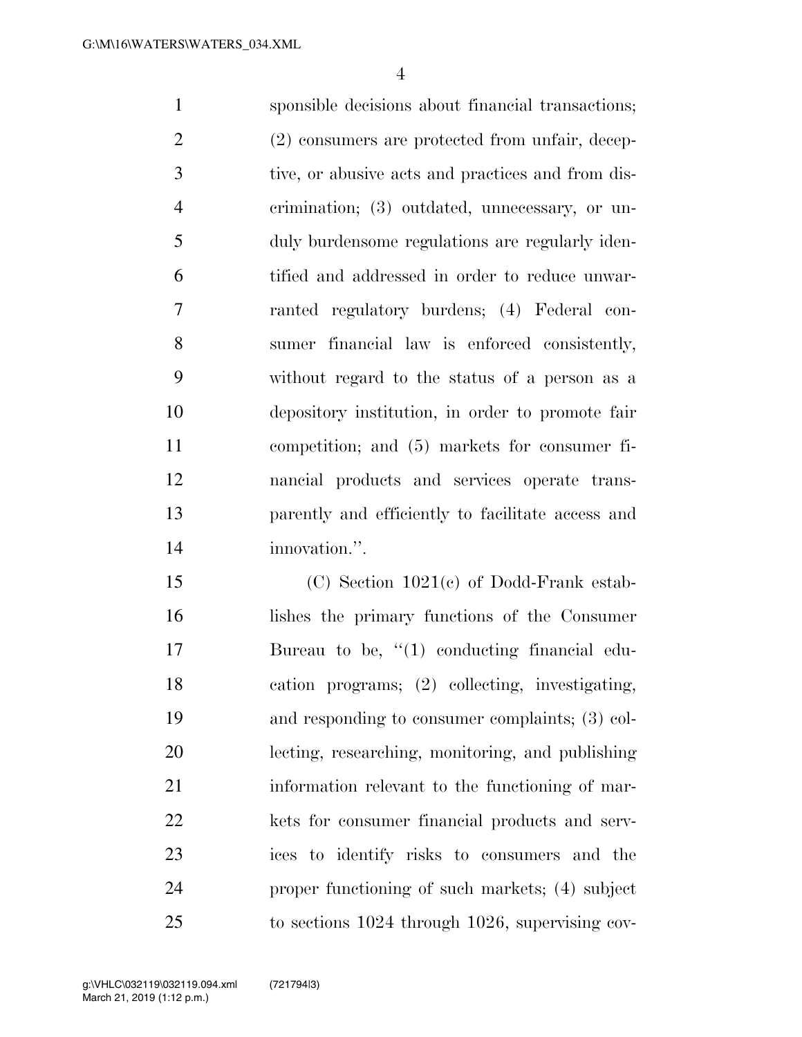sponsible decisions about financial transactions; (2) consumers are protected from unfair, deceptive, or abusive acts and practices and from discrimination; (3) outdated, unnecessary, or unduly burdensome regulations are regularly identified and addressed in order to reduce unwarranted regulatory burdens; (4) Federal consumer financial law is enforced consistently, without regard to the status of a person as a depository institution, in order to promote fair competition; and (5) markets for consumer financial products and services operate transparently and efficiently to facilitate access and innovation.''.

(C) Section 1021(c) of Dodd-Frank establishes the primary functions of the Consumer Bureau to be, ''(1) conducting financial education programs; (2) collecting, investigating, and responding to consumer complaints; (3) collecting, researching, monitoring, and publishing information relevant to the functioning of markets for consumer financial products and services to identify risks to consumers and the proper functioning of such markets; (4) subject to sections 1024 through 1026, supervising cov-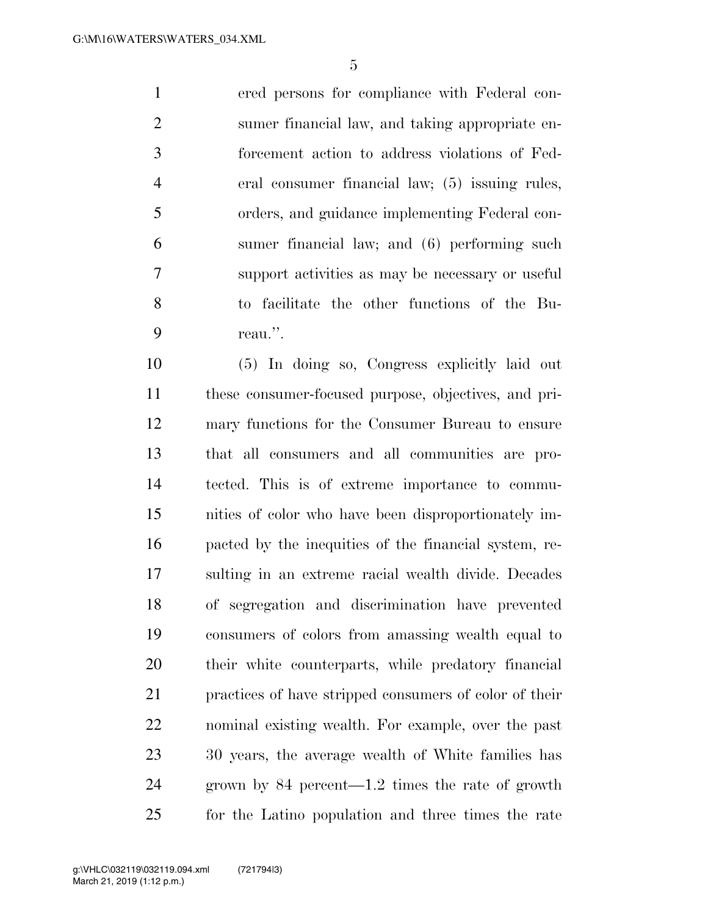ered persons for compliance with Federal consumer financial law, and taking appropriate enforcement action to address violations of Federal consumer financial law; (5) issuing rules, orders, and guidance implementing Federal consumer financial law; and (6) performing such support activities as may be necessary or useful to facilitate the other functions of the Bureau.''.

(5) In doing so, Congress explicitly laid out these consumer-focused purpose, objectives, and primary functions for the Consumer Bureau to ensure that all consumers and all communities are protected. This is of extreme importance to communities of color who have been disproportionately impacted by the inequities of the financial system, resulting in an extreme racial wealth divide. Decades of segregation and discrimination have prevented consumers of colors from amassing wealth equal to their white counterparts, while predatory financial practices of have stripped consumers of color of their nominal existing wealth. For example, over the past 30 years, the average wealth of White families has grown by 84 percent—1.2 times the rate of growth for the Latino population and three times the rate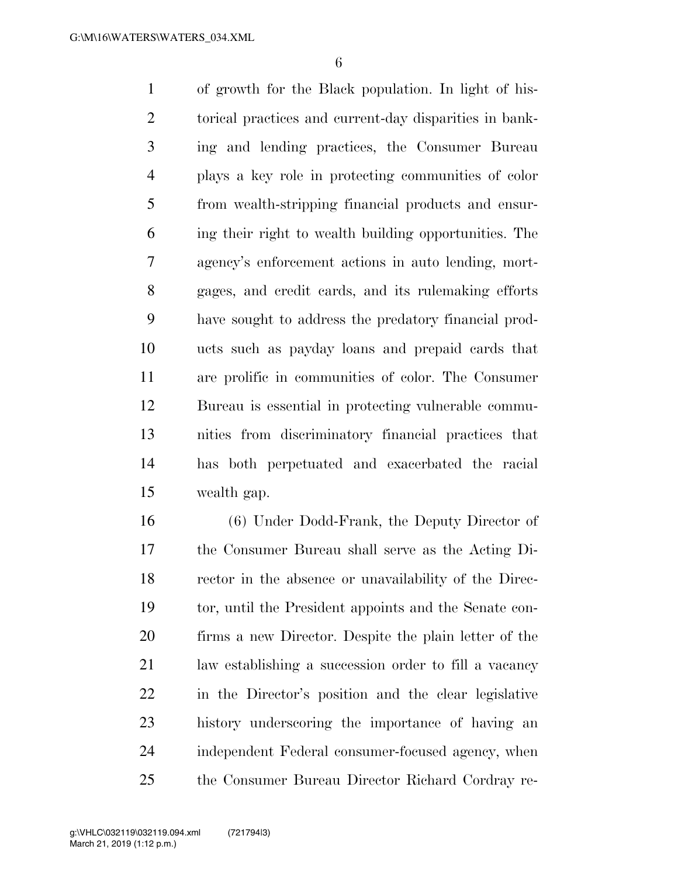of growth for the Black population. In light of historical practices and current-day disparities in banking and lending practices, the Consumer Bureau plays a key role in protecting communities of color from wealth-stripping financial products and ensuring their right to wealth building opportunities. The agency's enforcement actions in auto lending, mortgages, and credit cards, and its rulemaking efforts have sought to address the predatory financial products such as payday loans and prepaid cards that are prolific in communities of color. The Consumer Bureau is essential in protecting vulnerable communities from discriminatory financial practices that has both perpetuated and exacerbated the racial wealth gap.

(6) Under Dodd-Frank, the Deputy Director of the Consumer Bureau shall serve as the Acting Director in the absence or unavailability of the Director, until the President appoints and the Senate confirms a new Director. Despite the plain letter of the law establishing a succession order to fill a vacancy in the Director's position and the clear legislative history underscoring the importance of having an independent Federal consumer-focused agency, when the Consumer Bureau Director Richard Cordray re-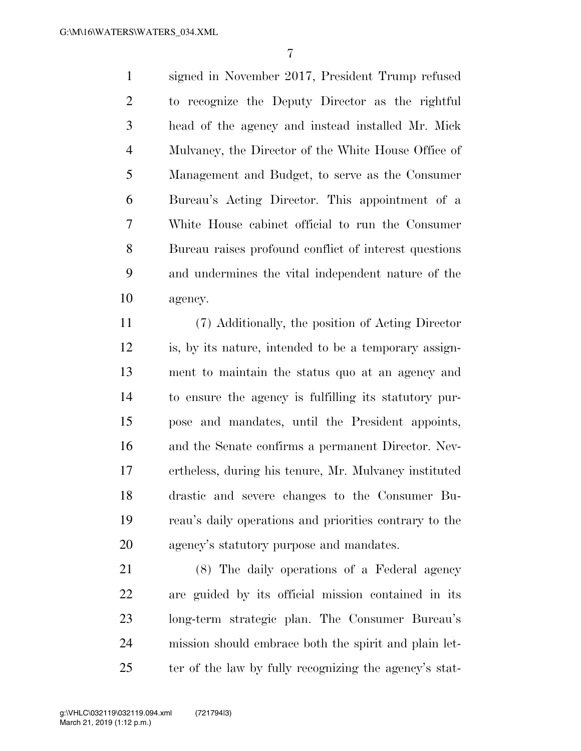signed in November 2017, President Trump refused to recognize the Deputy Director as the rightful head of the agency and instead installed Mr. Mick Mulvaney, the Director of the White House Office of Management and Budget, to serve as the Consumer Bureau's Acting Director. This appointment of a White House cabinet official to run the Consumer Bureau raises profound conflict of interest questions and undermines the vital independent nature of the agency.

(7) Additionally, the position of Acting Director is, by its nature, intended to be a temporary assignment to maintain the status quo at an agency and to ensure the agency is fulfilling its statutory purpose and mandates, until the President appoints, and the Senate confirms a permanent Director. Nevertheless, during his tenure, Mr. Mulvaney instituted drastic and severe changes to the Consumer Bureau's daily operations and priorities contrary to the agency's statutory purpose and mandates.

(8) The daily operations of a Federal agency are guided by its official mission contained in its long-term strategic plan. The Consumer Bureau's mission should embrace both the spirit and plain letter of the law by fully recognizing the agency's stat-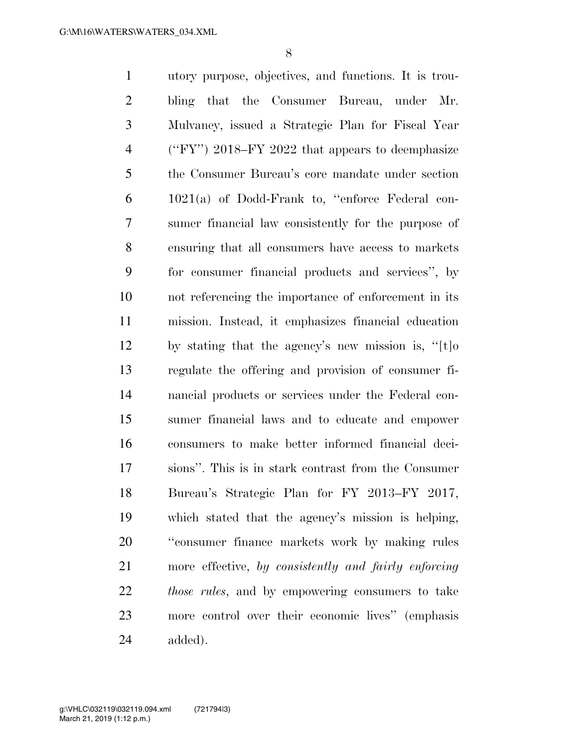utory purpose, objectives, and functions. It is troubling that the Consumer Bureau, under Mr. Mulvaney, issued a Strategic Plan for Fiscal Year (''FY'') 2018–FY 2022 that appears to deemphasize the Consumer Bureau's core mandate under section 1021(a) of Dodd-Frank to, ''enforce Federal consumer financial law consistently for the purpose of ensuring that all consumers have access to markets for consumer financial products and services'', by not referencing the importance of enforcement in its mission. Instead, it emphasizes financial education by stating that the agency's new mission is, ''[t]o regulate the offering and provision of consumer financial products or services under the Federal consumer financial laws and to educate and empower consumers to make better informed financial decisions''. This is in stark contrast from the Consumer Bureau's Strategic Plan for FY 2013–FY 2017, which stated that the agency's mission is helping, ''consumer finance markets work by making rules more effective, *by consistently and fairly enforcing those rules*, and by empowering consumers to take more control over their economic lives'' (emphasis added).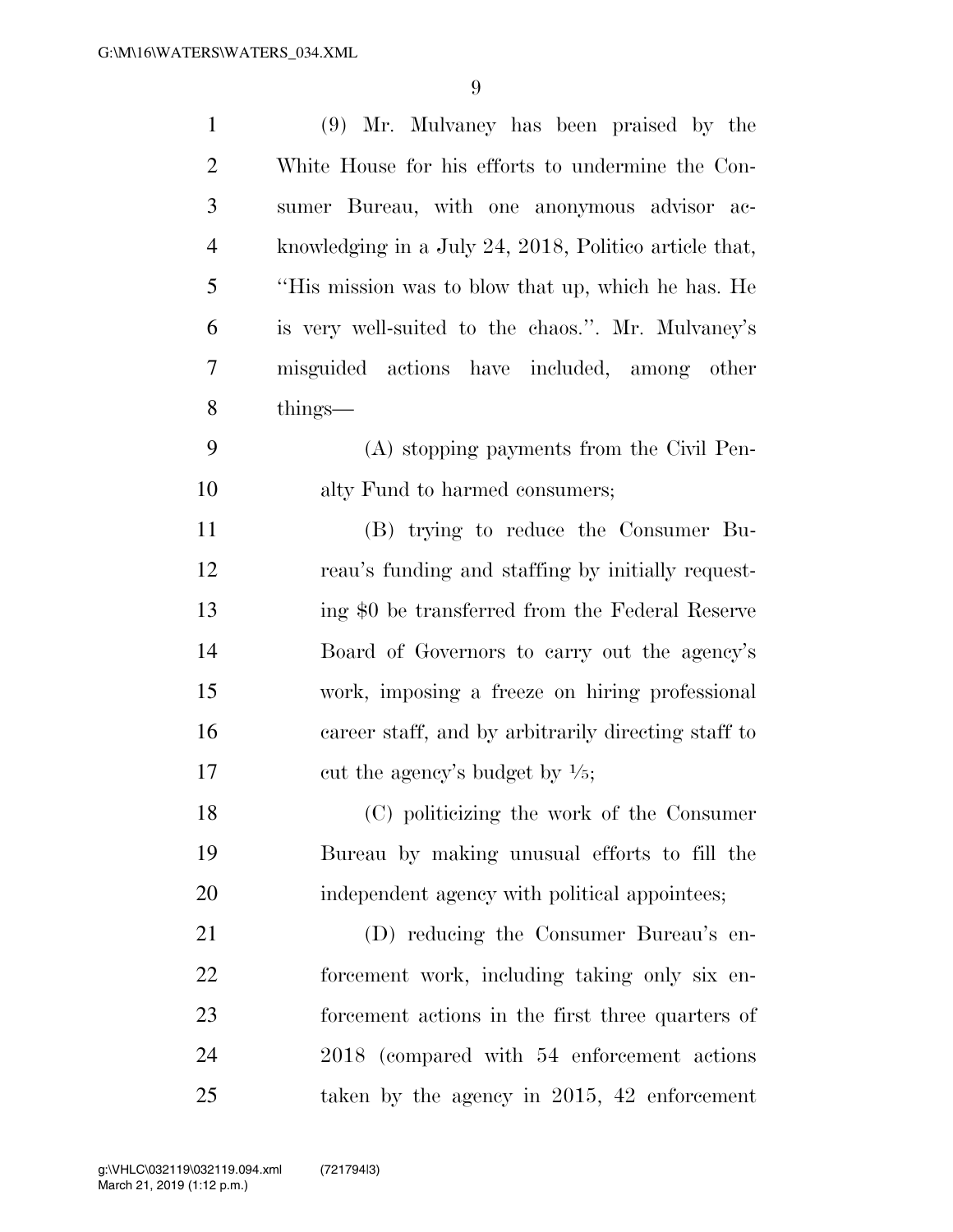(9) Mr. Mulvaney has been praised by the White House for his efforts to undermine the Consumer Bureau, with one anonymous advisor acknowledging in a July 24, 2018, Politico article that, ''His mission was to blow that up, which he has. He is very well-suited to the chaos.''. Mr. Mulvaney's misguided actions have included, among other things—

(A) stopping payments from the Civil Penalty Fund to harmed consumers;

(B) trying to reduce the Consumer Bureau's funding and staffing by initially requesting $0 be transferred from the Federal Reserve Board of Governors to carry out the agency's work, imposing a freeze on hiring professional career staff, and by arbitrarily directing staff to cut the agency's budget by ⅕;

(C) politicizing the work of the Consumer Bureau by making unusual efforts to fill the independent agency with political appointees;

(D) reducing the Consumer Bureau's enforcement work, including taking only six enforcement actions in the first three quarters of 2018 (compared with 54 enforcement actions taken by the agency in 2015, 42 enforcement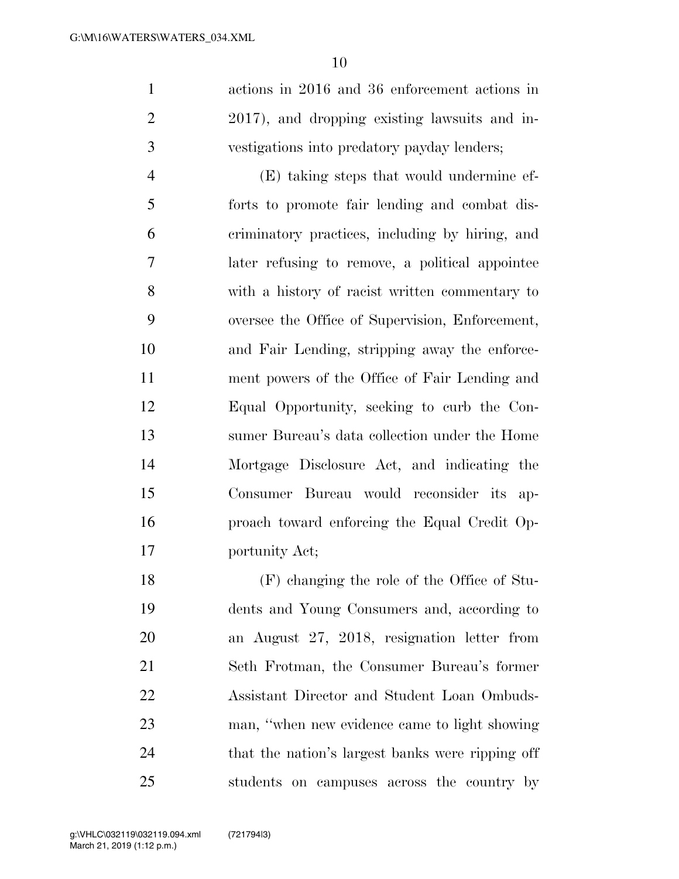actions in 2016 and 36 enforcement actions in 2017), and dropping existing lawsuits and investigations into predatory payday lenders;

(E) taking steps that would undermine efforts to promote fair lending and combat discriminatory practices, including by hiring, and later refusing to remove, a political appointee with a history of racist written commentary to oversee the Office of Supervision, Enforcement, and Fair Lending, stripping away the enforcement powers of the Office of Fair Lending and Equal Opportunity, seeking to curb the Consumer Bureau's data collection under the Home Mortgage Disclosure Act, and indicating the Consumer Bureau would reconsider its approach toward enforcing the Equal Credit Opportunity Act;

(F) changing the role of the Office of Students and Young Consumers and, according to an August 27, 2018, resignation letter from Seth Frotman, the Consumer Bureau's former Assistant Director and Student Loan Ombudsman, "when new evidence came to light showing that the nation's largest banks were ripping off students on campuses across the country by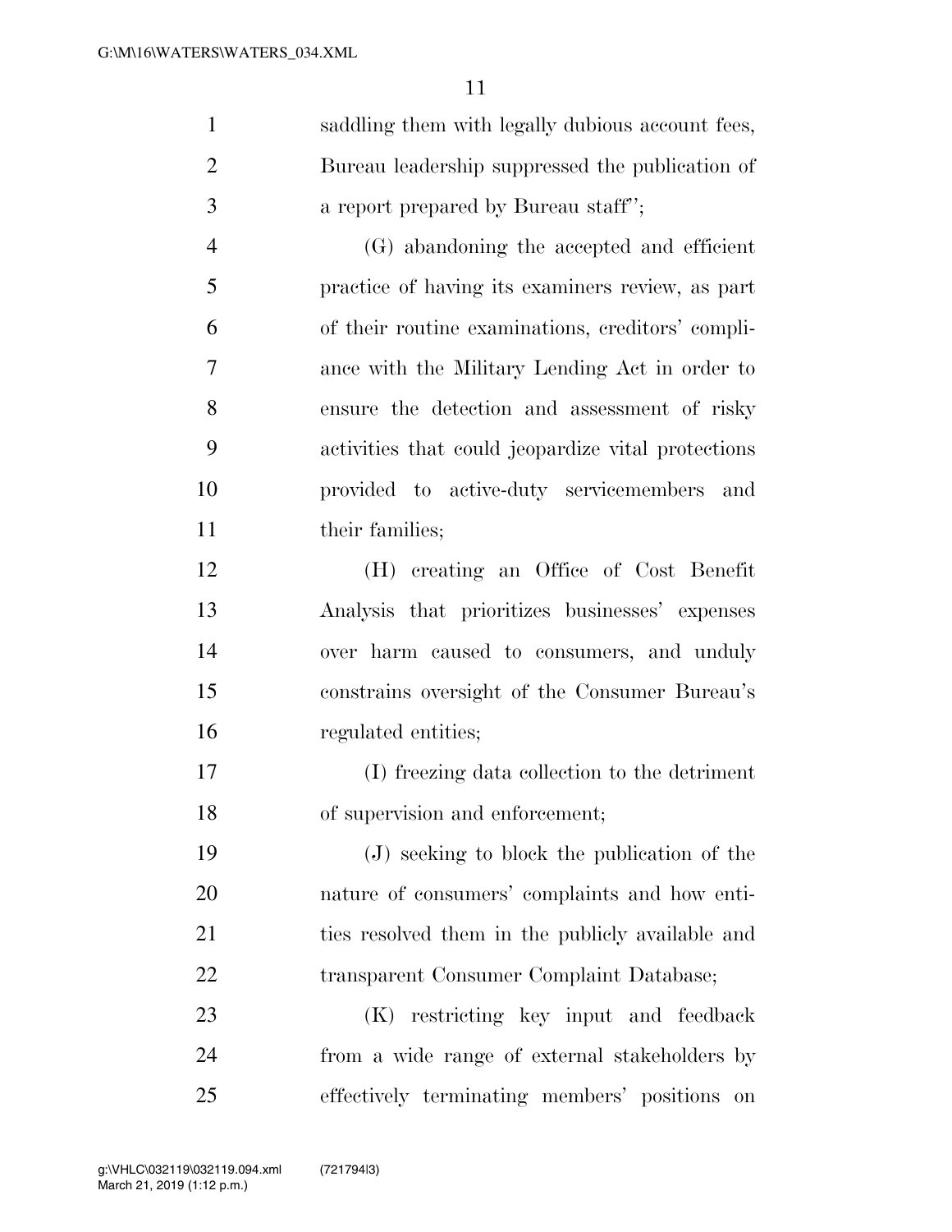saddling them with legally dubious account fees, Bureau leadership suppressed the publication of a report prepared by Bureau staff'';

(G) abandoning the accepted and efficient practice of having its examiners review, as part of their routine examinations, creditors' compliance with the Military Lending Act in order to ensure the detection and assessment of risky activities that could jeopardize vital protections provided to active-duty servicemembers and their families;

(H) creating an Office of Cost Benefit Analysis that prioritizes businesses' expenses over harm caused to consumers, and unduly constrains oversight of the Consumer Bureau's regulated entities;

(I) freezing data collection to the detriment of supervision and enforcement;

(J) seeking to block the publication of the nature of consumers' complaints and how entities resolved them in the publicly available and transparent Consumer Complaint Database;

(K) restricting key input and feedback from a wide range of external stakeholders by effectively terminating members' positions on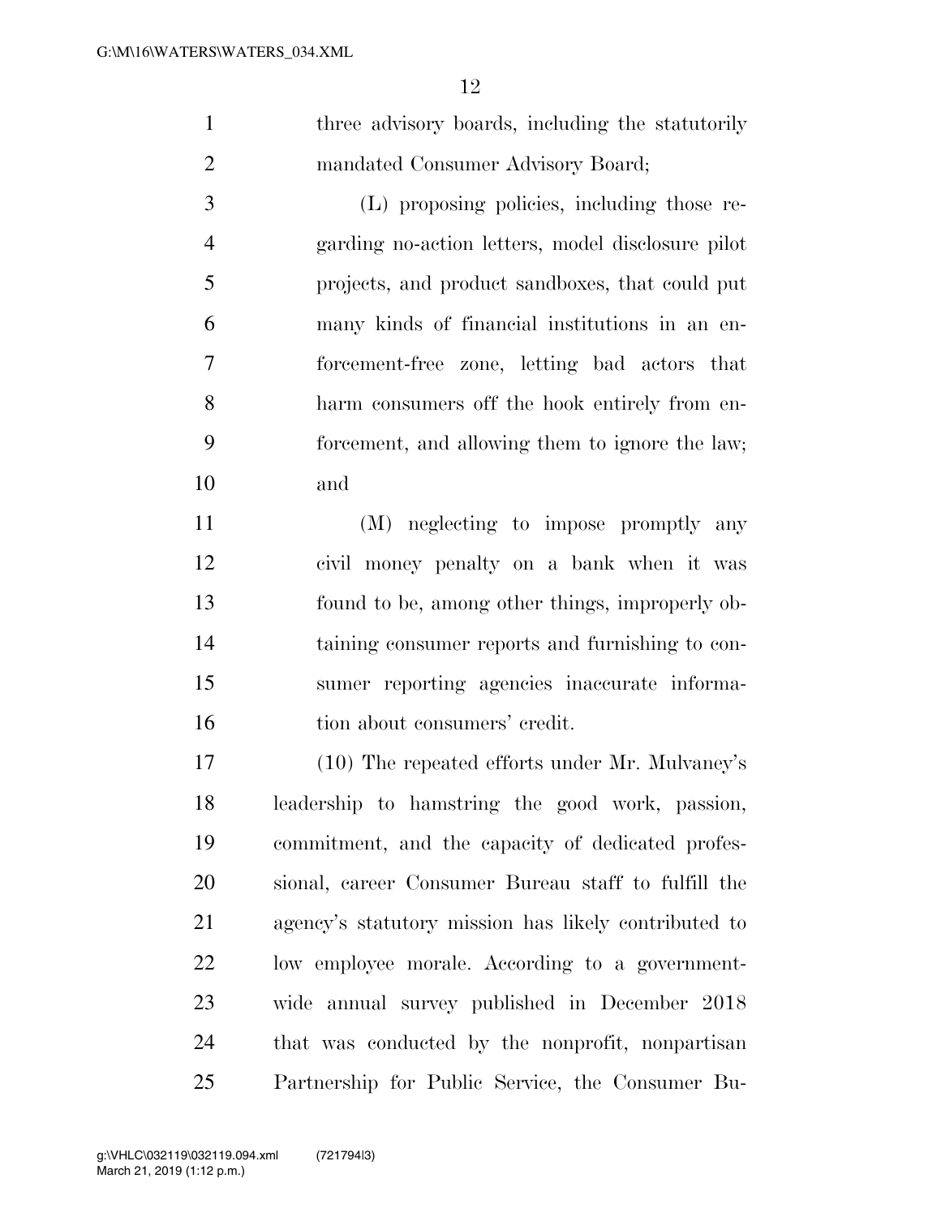three advisory boards, including the statutorily mandated Consumer Advisory Board;

(L) proposing policies, including those regarding no-action letters, model disclosure pilot projects, and product sandboxes, that could put many kinds of financial institutions in an enforcement-free zone, letting bad actors that harm consumers off the hook entirely from enforcement, and allowing them to ignore the law; and

(M) neglecting to impose promptly any civil money penalty on a bank when it was found to be, among other things, improperly obtaining consumer reports and furnishing to consumer reporting agencies inaccurate information about consumers' credit.

(10) The repeated efforts under Mr. Mulvaney's leadership to hamstring the good work, passion, commitment, and the capacity of dedicated professional, career Consumer Bureau staff to fulfill the agency's statutory mission has likely contributed to low employee morale. According to a government-wide annual survey published in December 2018 that was conducted by the nonprofit, nonpartisan Partnership for Public Service, the Consumer Bu-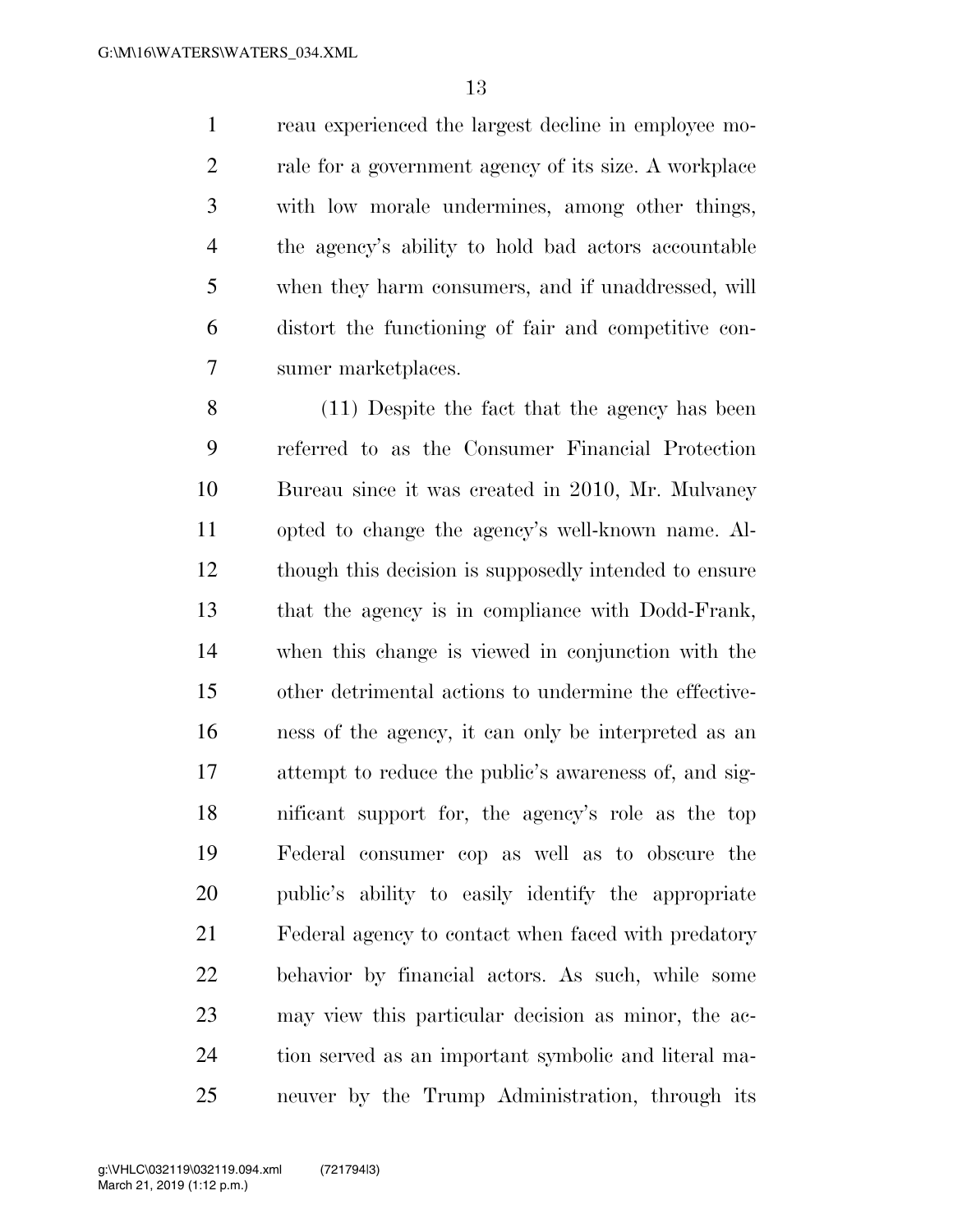reau experienced the largest decline in employee morale for a government agency of its size. A workplace with low morale undermines, among other things, the agency's ability to hold bad actors accountable when they harm consumers, and if unaddressed, will distort the functioning of fair and competitive consumer marketplaces.

(11) Despite the fact that the agency has been referred to as the Consumer Financial Protection Bureau since it was created in 2010, Mr. Mulvaney opted to change the agency's well-known name. Although this decision is supposedly intended to ensure that the agency is in compliance with Dodd-Frank, when this change is viewed in conjunction with the other detrimental actions to undermine the effectiveness of the agency, it can only be interpreted as an attempt to reduce the public's awareness of, and significant support for, the agency's role as the top Federal consumer cop as well as to obscure the public's ability to easily identify the appropriate Federal agency to contact when faced with predatory behavior by financial actors. As such, while some may view this particular decision as minor, the action served as an important symbolic and literal maneuver by the Trump Administration, through its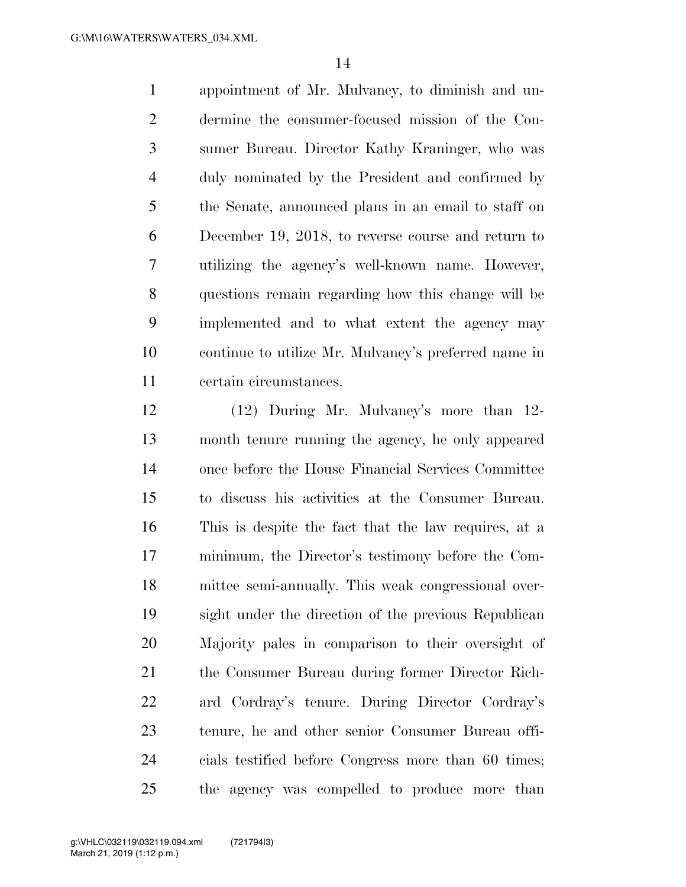appointment of Mr. Mulvaney, to diminish and undermine the consumer-focused mission of the Consumer Bureau. Director Kathy Kraninger, who was duly nominated by the President and confirmed by the Senate, announced plans in an email to staff on December 19, 2018, to reverse course and return to utilizing the agency's well-known name. However, questions remain regarding how this change will be implemented and to what extent the agency may continue to utilize Mr. Mulvaney's preferred name in certain circumstances.

(12) During Mr. Mulvaney's more than 12-month tenure running the agency, he only appeared once before the House Financial Services Committee to discuss his activities at the Consumer Bureau. This is despite the fact that the law requires, at a minimum, the Director's testimony before the Committee semi-annually. This weak congressional oversight under the direction of the previous Republican Majority pales in comparison to their oversight of the Consumer Bureau during former Director Richard Cordray's tenure. During Director Cordray's tenure, he and other senior Consumer Bureau officials testified before Congress more than 60 times; the agency was compelled to produce more than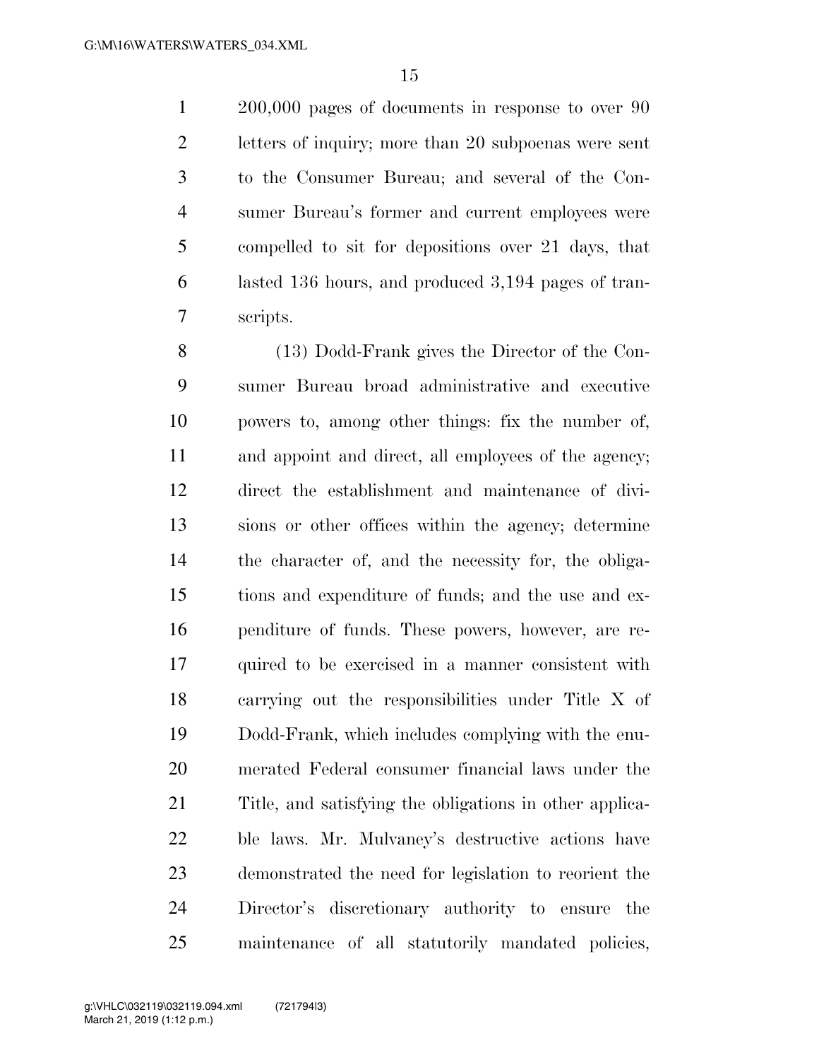200,000 pages of documents in response to over 90 letters of inquiry; more than 20 subpoenas were sent to the Consumer Bureau; and several of the Consumer Bureau's former and current employees were compelled to sit for depositions over 21 days, that lasted 136 hours, and produced 3,194 pages of transcripts.

(13) Dodd-Frank gives the Director of the Consumer Bureau broad administrative and executive powers to, among other things: fix the number of, and appoint and direct, all employees of the agency; direct the establishment and maintenance of divisions or other offices within the agency; determine the character of, and the necessity for, the obligations and expenditure of funds; and the use and expenditure of funds. These powers, however, are required to be exercised in a manner consistent with carrying out the responsibilities under Title X of Dodd-Frank, which includes complying with the enumerated Federal consumer financial laws under the Title, and satisfying the obligations in other applicable laws. Mr. Mulvaney's destructive actions have demonstrated the need for legislation to reorient the Director's discretionary authority to ensure the maintenance of all statutorily mandated policies,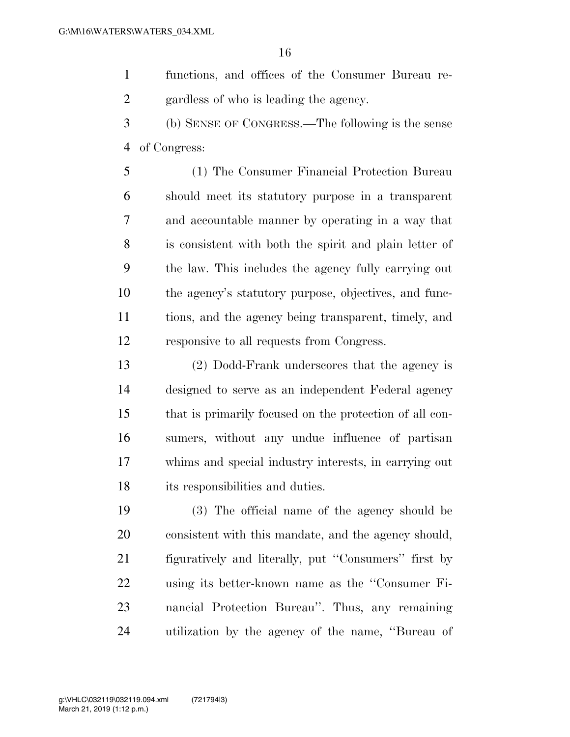functions, and offices of the Consumer Bureau regardless of who is leading the agency.

(b) SENSE OF CONGRESS.—The following is the sense of Congress:

(1) The Consumer Financial Protection Bureau should meet its statutory purpose in a transparent and accountable manner by operating in a way that is consistent with both the spirit and plain letter of the law. This includes the agency fully carrying out the agency's statutory purpose, objectives, and functions, and the agency being transparent, timely, and responsive to all requests from Congress.

(2) Dodd-Frank underscores that the agency is designed to serve as an independent Federal agency that is primarily focused on the protection of all consumers, without any undue influence of partisan whims and special industry interests, in carrying out its responsibilities and duties.

(3) The official name of the agency should be consistent with this mandate, and the agency should, figuratively and literally, put ''Consumers'' first by using its better-known name as the ''Consumer Financial Protection Bureau''. Thus, any remaining utilization by the agency of the name, ''Bureau of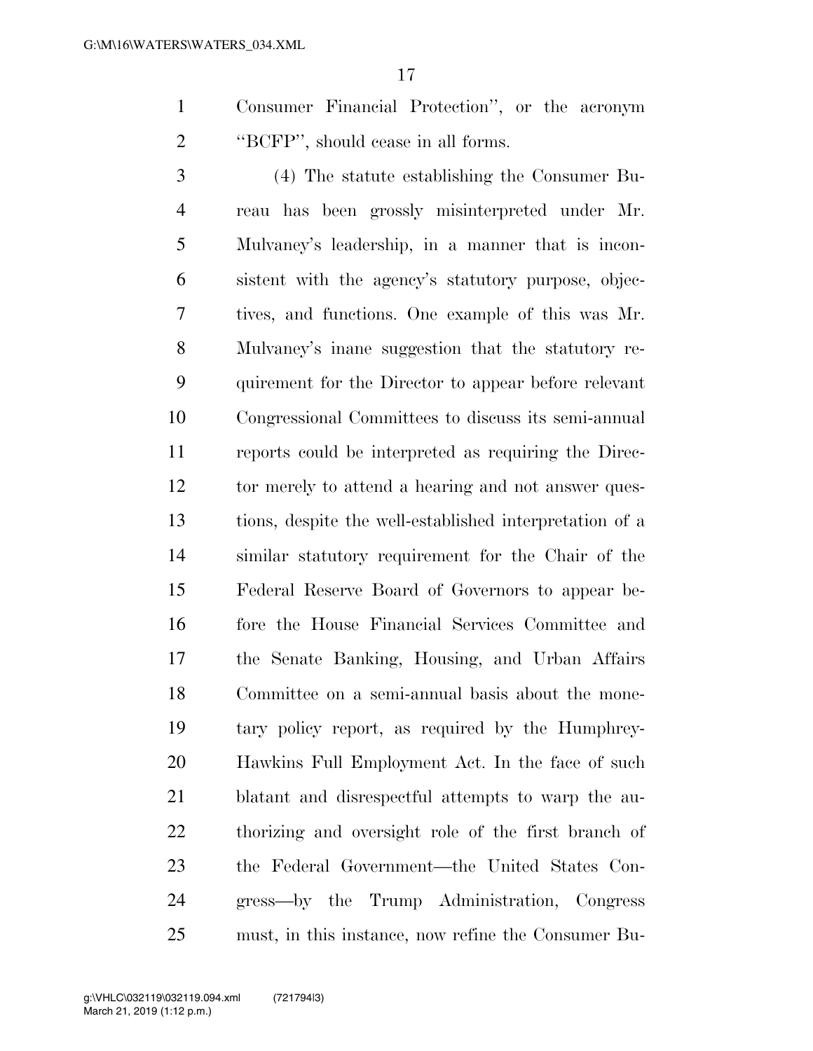Consumer Financial Protection'', or the acronym ''BCFP'', should cease in all forms.

(4) The statute establishing the Consumer Bureau has been grossly misinterpreted under Mr. Mulvaney's leadership, in a manner that is inconsistent with the agency's statutory purpose, objectives, and functions. One example of this was Mr. Mulvaney's inane suggestion that the statutory requirement for the Director to appear before relevant Congressional Committees to discuss its semi-annual reports could be interpreted as requiring the Director merely to attend a hearing and not answer questions, despite the well-established interpretation of a similar statutory requirement for the Chair of the Federal Reserve Board of Governors to appear before the House Financial Services Committee and the Senate Banking, Housing, and Urban Affairs Committee on a semi-annual basis about the monetary policy report, as required by the Humphrey-Hawkins Full Employment Act. In the face of such blatant and disrespectful attempts to warp the authorizing and oversight role of the first branch of the Federal Government—the United States Congress—by the Trump Administration, Congress must, in this instance, now refine the Consumer Bu-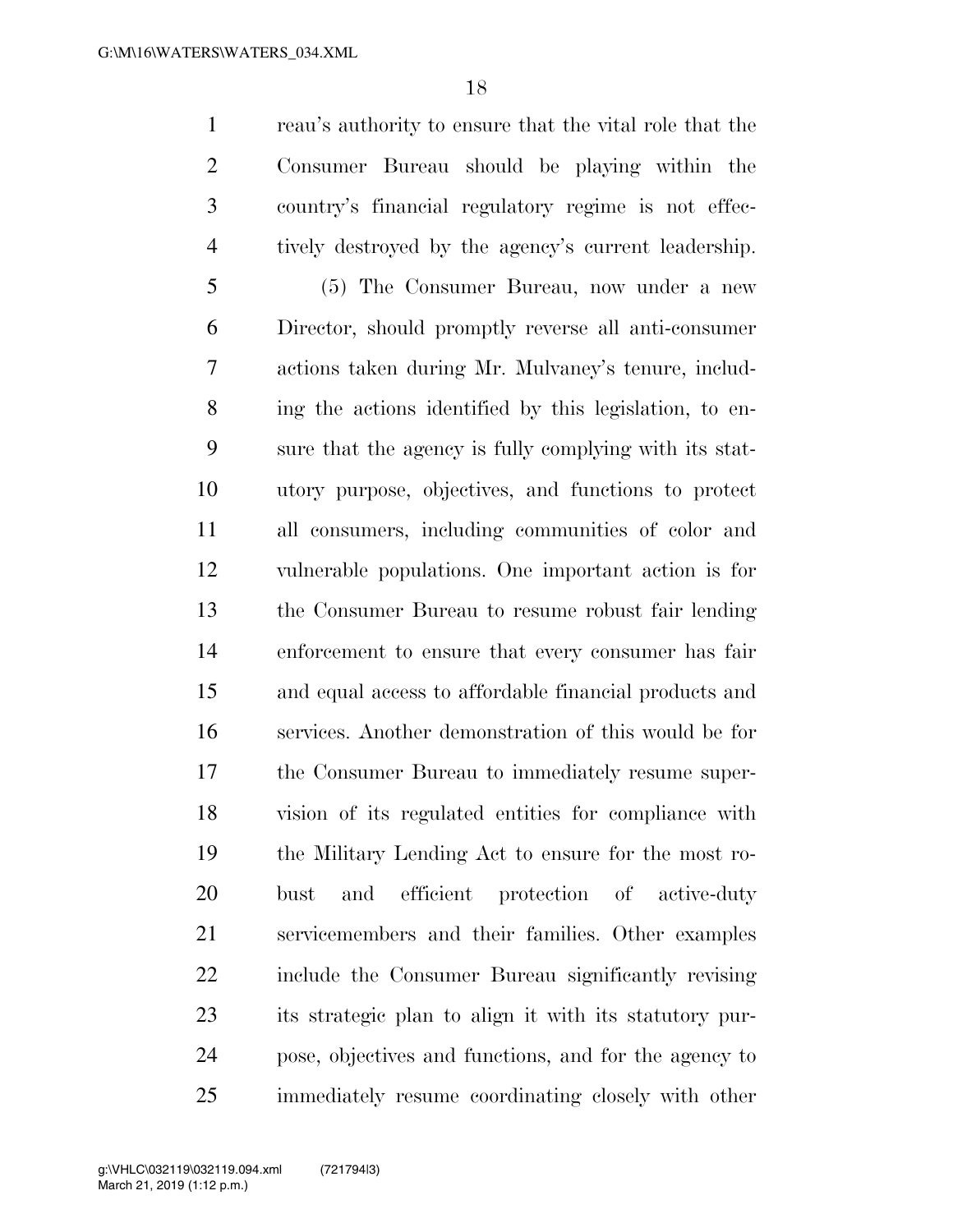reau's authority to ensure that the vital role that the Consumer Bureau should be playing within the country's financial regulatory regime is not effectively destroyed by the agency's current leadership.

(5) The Consumer Bureau, now under a new Director, should promptly reverse all anti-consumer actions taken during Mr. Mulvaney's tenure, including the actions identified by this legislation, to ensure that the agency is fully complying with its statutory purpose, objectives, and functions to protect all consumers, including communities of color and vulnerable populations. One important action is for the Consumer Bureau to resume robust fair lending enforcement to ensure that every consumer has fair and equal access to affordable financial products and services. Another demonstration of this would be for the Consumer Bureau to immediately resume supervision of its regulated entities for compliance with the Military Lending Act to ensure for the most robust and efficient protection of active-duty servicemembers and their families. Other examples include the Consumer Bureau significantly revising its strategic plan to align it with its statutory purpose, objectives and functions, and for the agency to immediately resume coordinating closely with other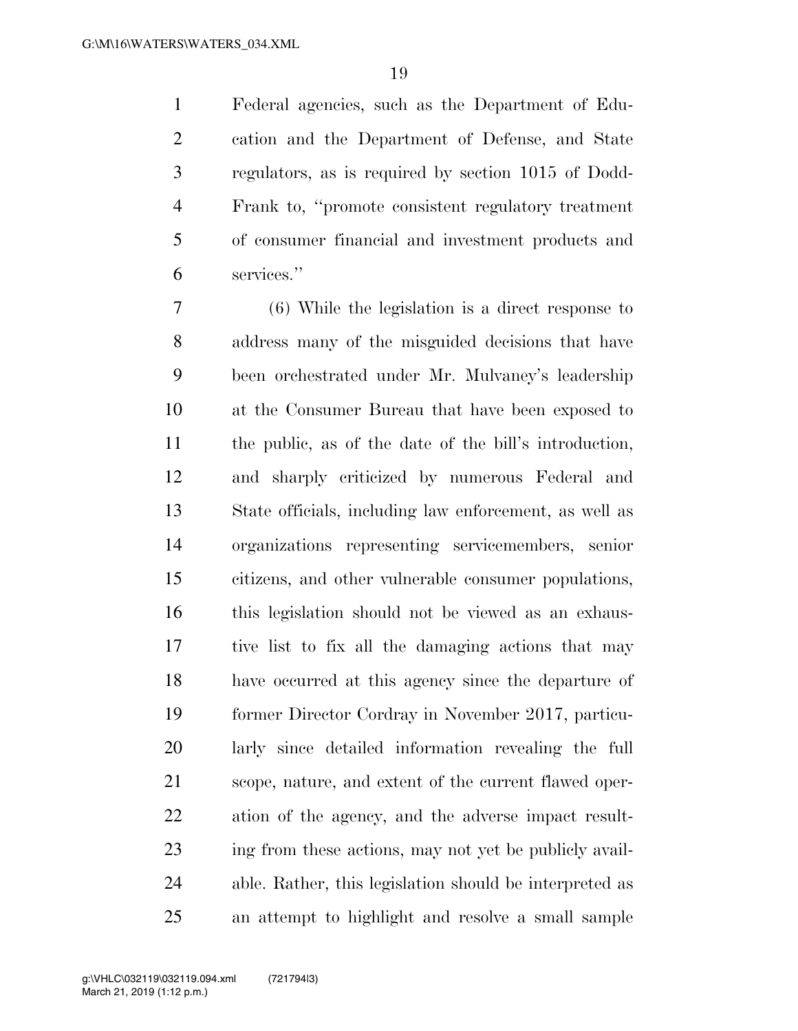Federal agencies, such as the Department of Education and the Department of Defense, and State regulators, as is required by section 1015 of Dodd-Frank to, "promote consistent regulatory treatment of consumer financial and investment products and services."

(6) While the legislation is a direct response to address many of the misguided decisions that have been orchestrated under Mr. Mulvaney's leadership at the Consumer Bureau that have been exposed to the public, as of the date of the bill's introduction, and sharply criticized by numerous Federal and State officials, including law enforcement, as well as organizations representing servicemembers, senior citizens, and other vulnerable consumer populations, this legislation should not be viewed as an exhaustive list to fix all the damaging actions that may have occurred at this agency since the departure of former Director Cordray in November 2017, particularly since detailed information revealing the full scope, nature, and extent of the current flawed operation of the agency, and the adverse impact resulting from these actions, may not yet be publicly available. Rather, this legislation should be interpreted as an attempt to highlight and resolve a small sample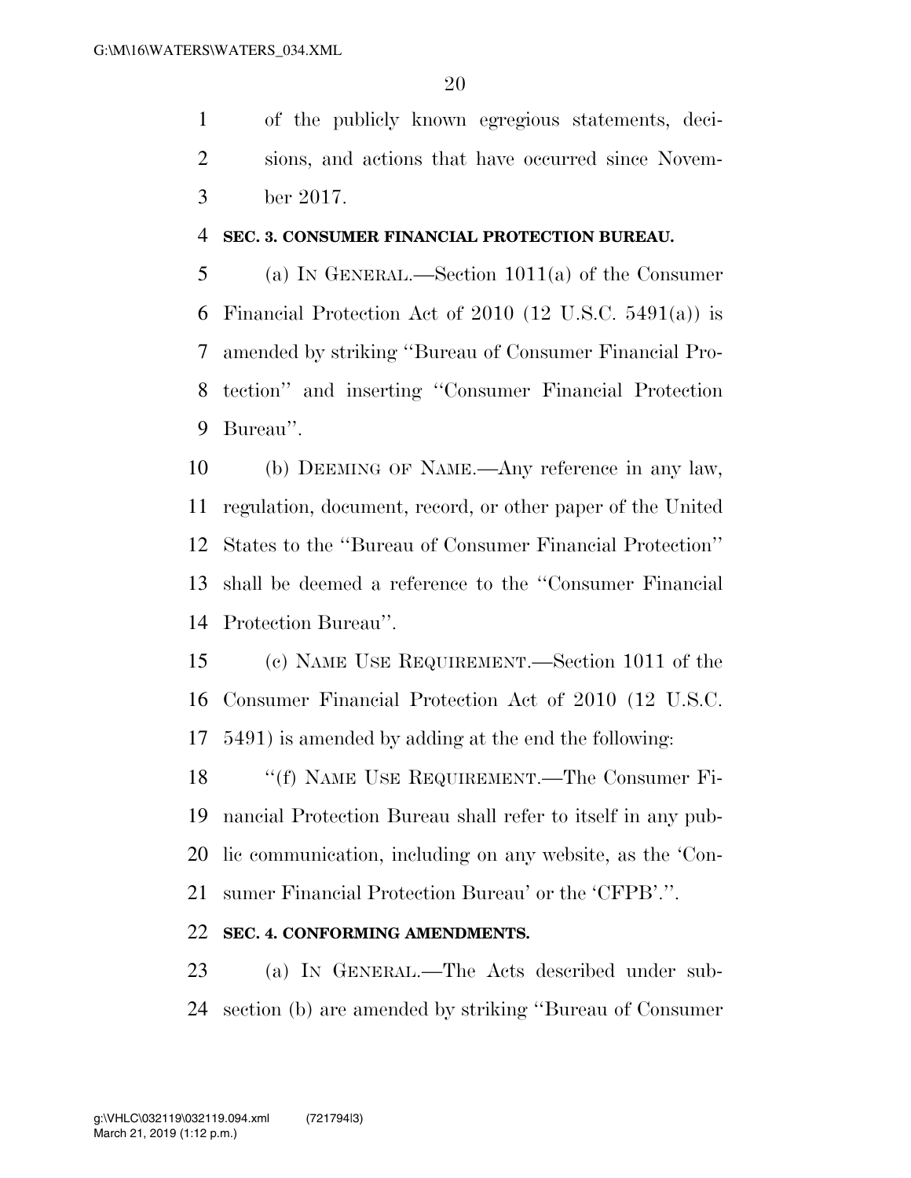of the publicly known egregious statements, decisions, and actions that have occurred since November 2017.

**SEC. 3. CONSUMER FINANCIAL PROTECTION BUREAU.**

(a) IN GENERAL.—Section 1011(a) of the Consumer Financial Protection Act of 2010 (12 U.S.C. 5491(a)) is amended by striking ''Bureau of Consumer Financial Protection'' and inserting ''Consumer Financial Protection Bureau''.

(b) DEEMING OF NAME.—Any reference in any law, regulation, document, record, or other paper of the United States to the ''Bureau of Consumer Financial Protection'' shall be deemed a reference to the ''Consumer Financial Protection Bureau''.

(c) NAME USE REQUIREMENT.—Section 1011 of the Consumer Financial Protection Act of 2010 (12 U.S.C. 5491) is amended by adding at the end the following:

''(f) NAME USE REQUIREMENT.—The Consumer Financial Protection Bureau shall refer to itself in any public communication, including on any website, as the 'Consumer Financial Protection Bureau' or the 'CFPB'.''.

**SEC. 4. CONFORMING AMENDMENTS.**

(a) IN GENERAL.—The Acts described under subsection (b) are amended by striking ''Bureau of Consumer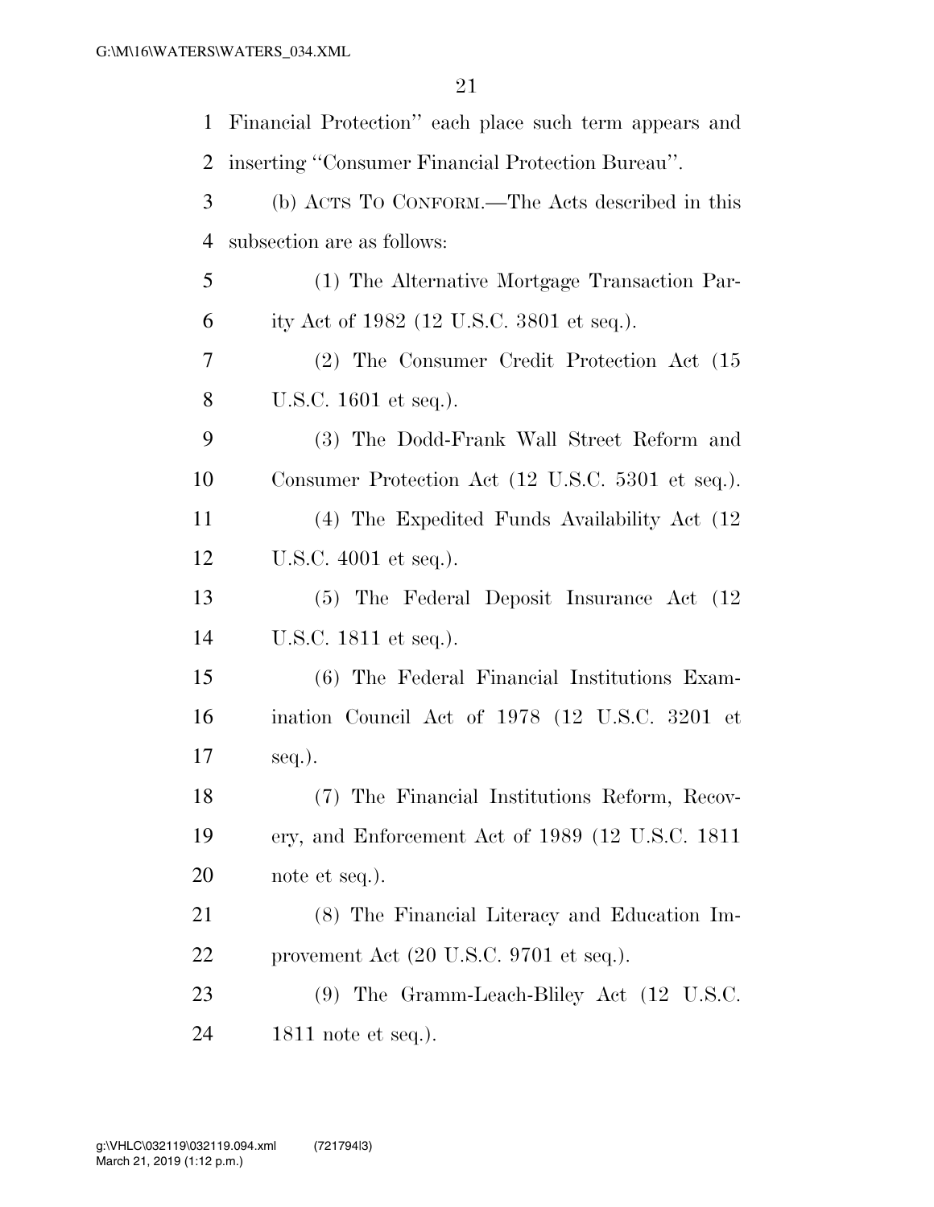Financial Protection'' each place such term appears and inserting ''Consumer Financial Protection Bureau''.

(b) ACTS TO CONFORM.—The Acts described in this subsection are as follows:

(1) The Alternative Mortgage Transaction Parity Act of 1982 (12 U.S.C. 3801 et seq.).

(2) The Consumer Credit Protection Act (15 U.S.C. 1601 et seq.).

(3) The Dodd-Frank Wall Street Reform and Consumer Protection Act (12 U.S.C. 5301 et seq.).

(4) The Expedited Funds Availability Act (12 U.S.C. 4001 et seq.).

(5) The Federal Deposit Insurance Act (12 U.S.C. 1811 et seq.).

(6) The Federal Financial Institutions Examination Council Act of 1978 (12 U.S.C. 3201 et seq.).

(7) The Financial Institutions Reform, Recovery, and Enforcement Act of 1989 (12 U.S.C. 1811 note et seq.).

(8) The Financial Literacy and Education Improvement Act (20 U.S.C. 9701 et seq.).

(9) The Gramm-Leach-Bliley Act (12 U.S.C. 1811 note et seq.).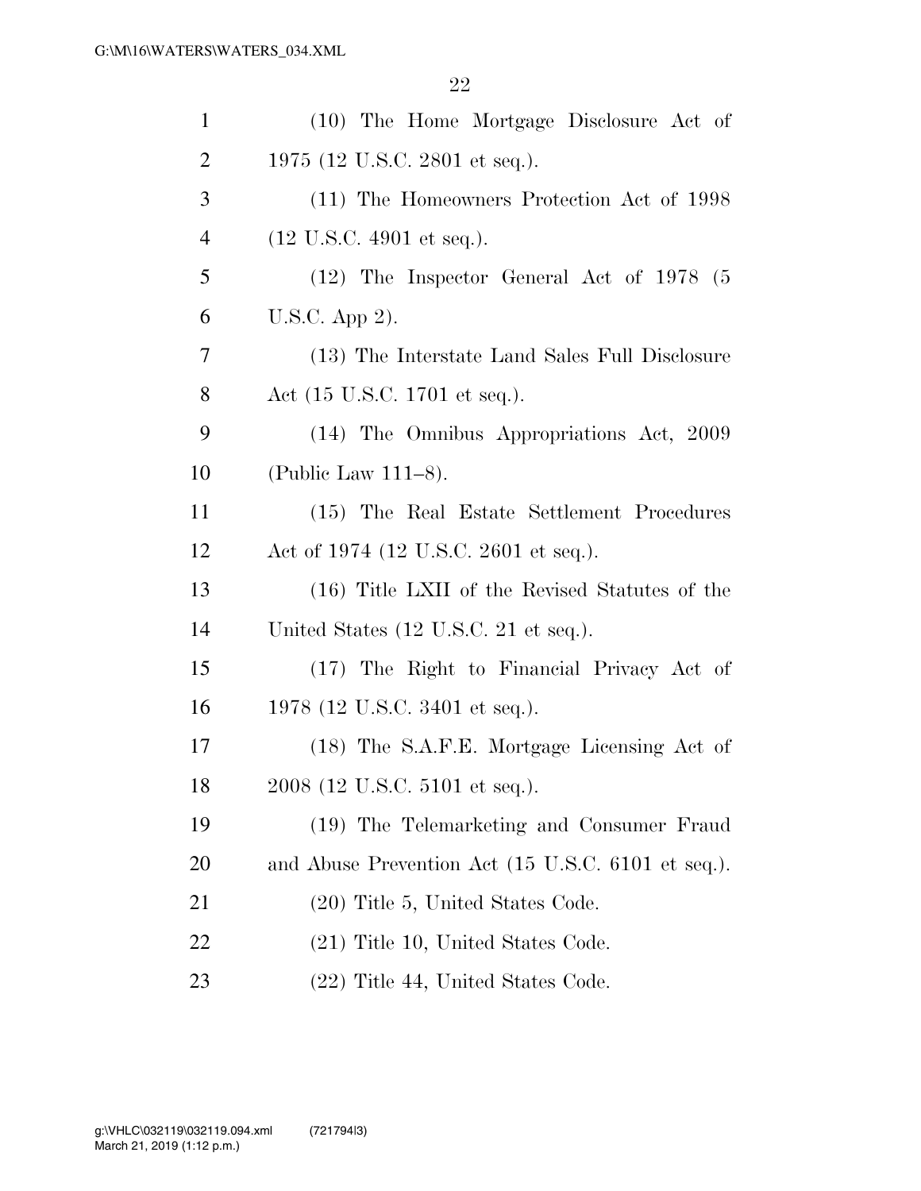(10) The Home Mortgage Disclosure Act of 1975 (12 U.S.C. 2801 et seq.).

(11) The Homeowners Protection Act of 1998 (12 U.S.C. 4901 et seq.).

(12) The Inspector General Act of 1978 (5 U.S.C. App 2).

(13) The Interstate Land Sales Full Disclosure Act (15 U.S.C. 1701 et seq.).

(14) The Omnibus Appropriations Act, 2009 (Public Law 111–8).

(15) The Real Estate Settlement Procedures Act of 1974 (12 U.S.C. 2601 et seq.).

(16) Title LXII of the Revised Statutes of the United States (12 U.S.C. 21 et seq.).

(17) The Right to Financial Privacy Act of 1978 (12 U.S.C. 3401 et seq.).

(18) The S.A.F.E. Mortgage Licensing Act of 2008 (12 U.S.C. 5101 et seq.).

(19) The Telemarketing and Consumer Fraud and Abuse Prevention Act (15 U.S.C. 6101 et seq.).

(20) Title 5, United States Code.

(21) Title 10, United States Code.

(22) Title 44, United States Code.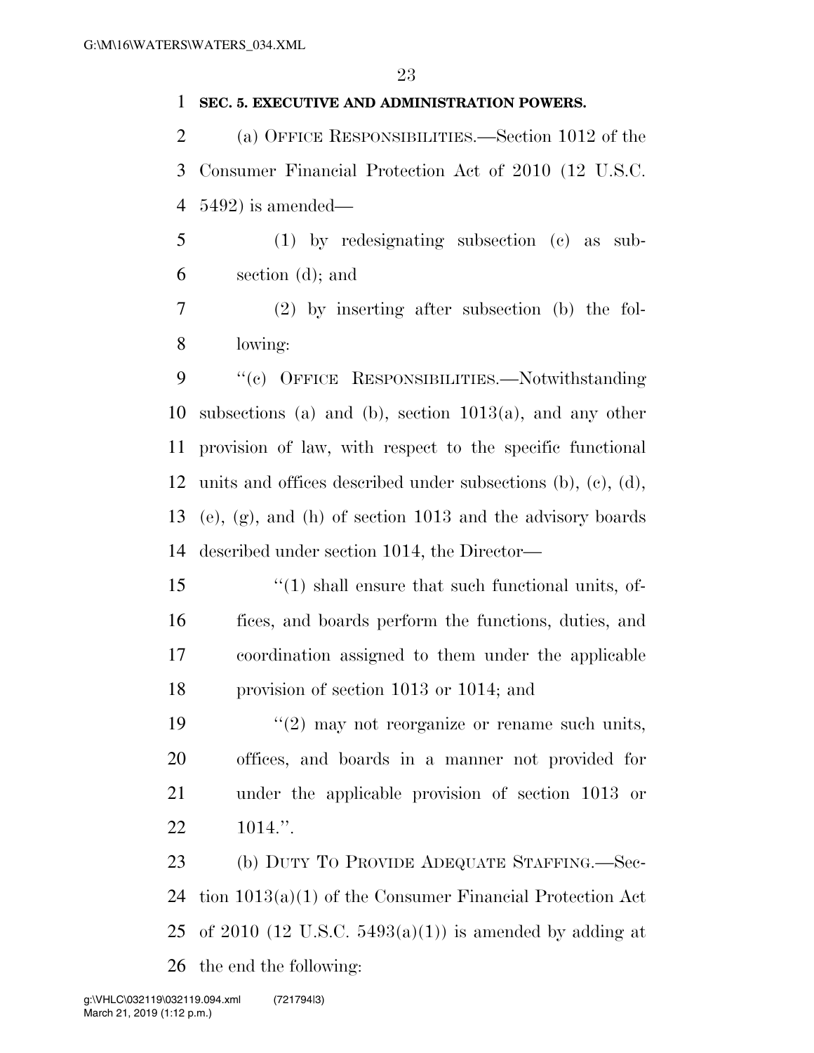**SEC. 5. EXECUTIVE AND ADMINISTRATION POWERS.**

(a) OFFICE RESPONSIBILITIES.—Section 1012 of the Consumer Financial Protection Act of 2010 (12 U.S.C. 5492) is amended—

(1) by redesignating subsection (c) as subsection (d); and

(2) by inserting after subsection (b) the following:

''(c) OFFICE RESPONSIBILITIES.—Notwithstanding subsections (a) and (b), section 1013(a), and any other provision of law, with respect to the specific functional units and offices described under subsections (b), (c), (d), (e), (g), and (h) of section 1013 and the advisory boards described under section 1014, the Director—

''(1) shall ensure that such functional units, offices, and boards perform the functions, duties, and coordination assigned to them under the applicable provision of section 1013 or 1014; and

''(2) may not reorganize or rename such units, offices, and boards in a manner not provided for under the applicable provision of section 1013 or 1014.''.

(b) DUTY TO PROVIDE ADEQUATE STAFFING.—Section 1013(a)(1) of the Consumer Financial Protection Act of 2010 (12 U.S.C. 5493(a)(1)) is amended by adding at the end the following: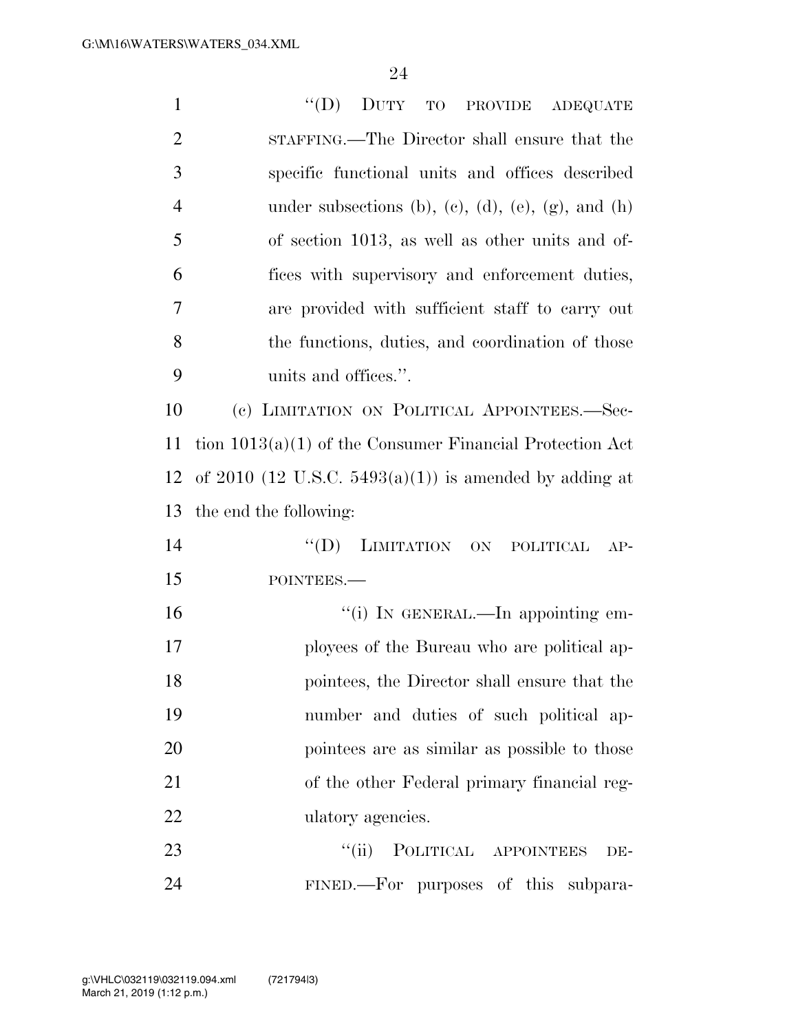"(D) DUTY TO PROVIDE ADEQUATE STAFFING.—The Director shall ensure that the specific functional units and offices described under subsections (b), (c), (d), (e), (g), and (h) of section 1013, as well as other units and offices with supervisory and enforcement duties, are provided with sufficient staff to carry out the functions, duties, and coordination of those units and offices.".

(c) LIMITATION ON POLITICAL APPOINTEES.—Section 1013(a)(1) of the Consumer Financial Protection Act of 2010 (12 U.S.C. 5493(a)(1)) is amended by adding at the end the following:

"(D) LIMITATION ON POLITICAL APPOINTEES.—

"(i) IN GENERAL.—In appointing employees of the Bureau who are political appointees, the Director shall ensure that the number and duties of such political appointees are as similar as possible to those of the other Federal primary financial regulatory agencies.

"(ii) POLITICAL APPOINTEES DEFINED.—For purposes of this subpara-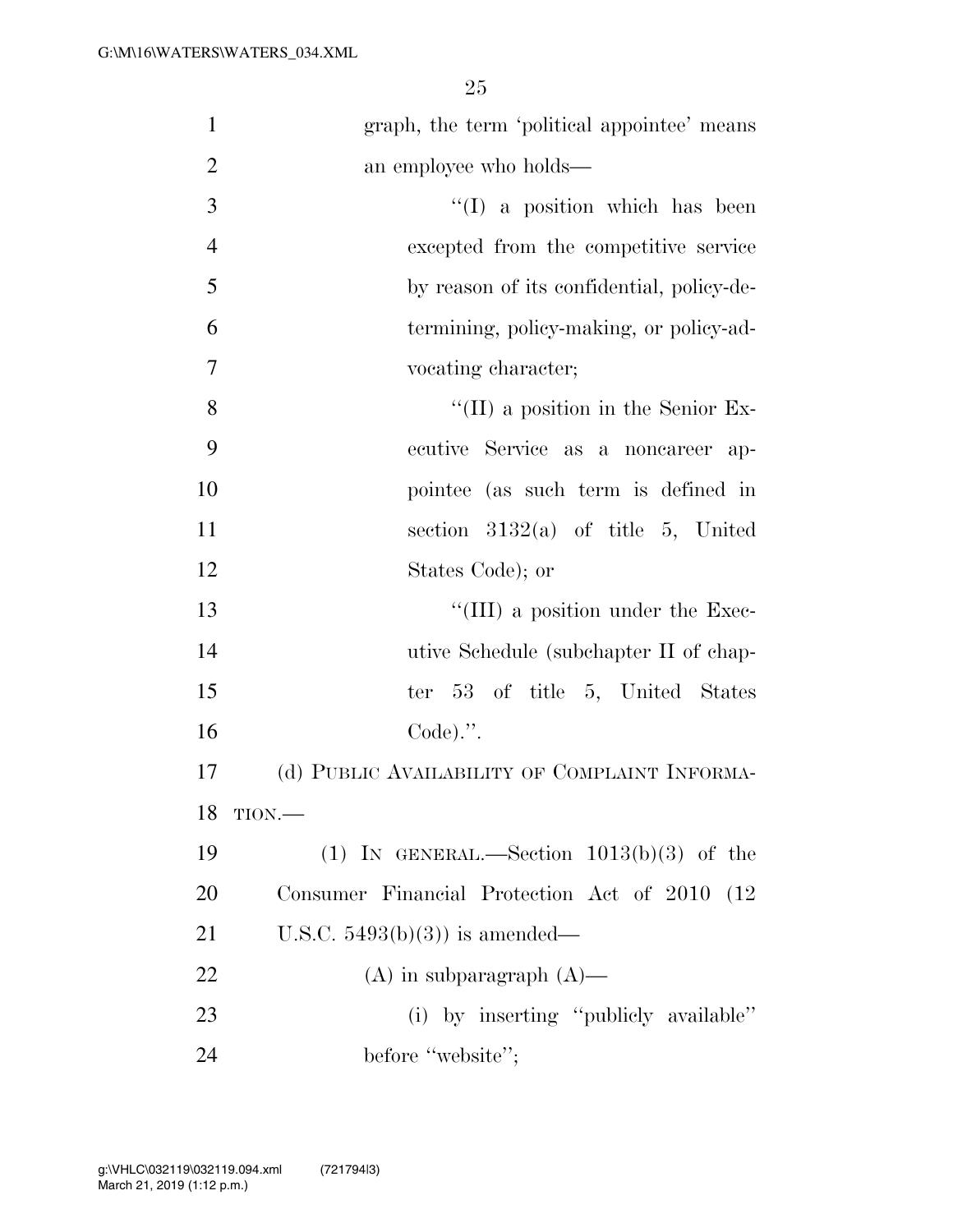graph, the term 'political appointee' means an employee who holds—

"(I) a position which has been excepted from the competitive service by reason of its confidential, policy-determining, policy-making, or policy-advocating character;

"(II) a position in the Senior Executive Service as a noncareer appointee (as such term is defined in section 3132(a) of title 5, United States Code); or

"(III) a position under the Executive Schedule (subchapter II of chapter 53 of title 5, United States Code).".

(d) PUBLIC AVAILABILITY OF COMPLAINT INFORMATION.—

(1) IN GENERAL.—Section 1013(b)(3) of the Consumer Financial Protection Act of 2010 (12 U.S.C. 5493(b)(3)) is amended—

(A) in subparagraph (A)—

(i) by inserting "publicly available" before "website";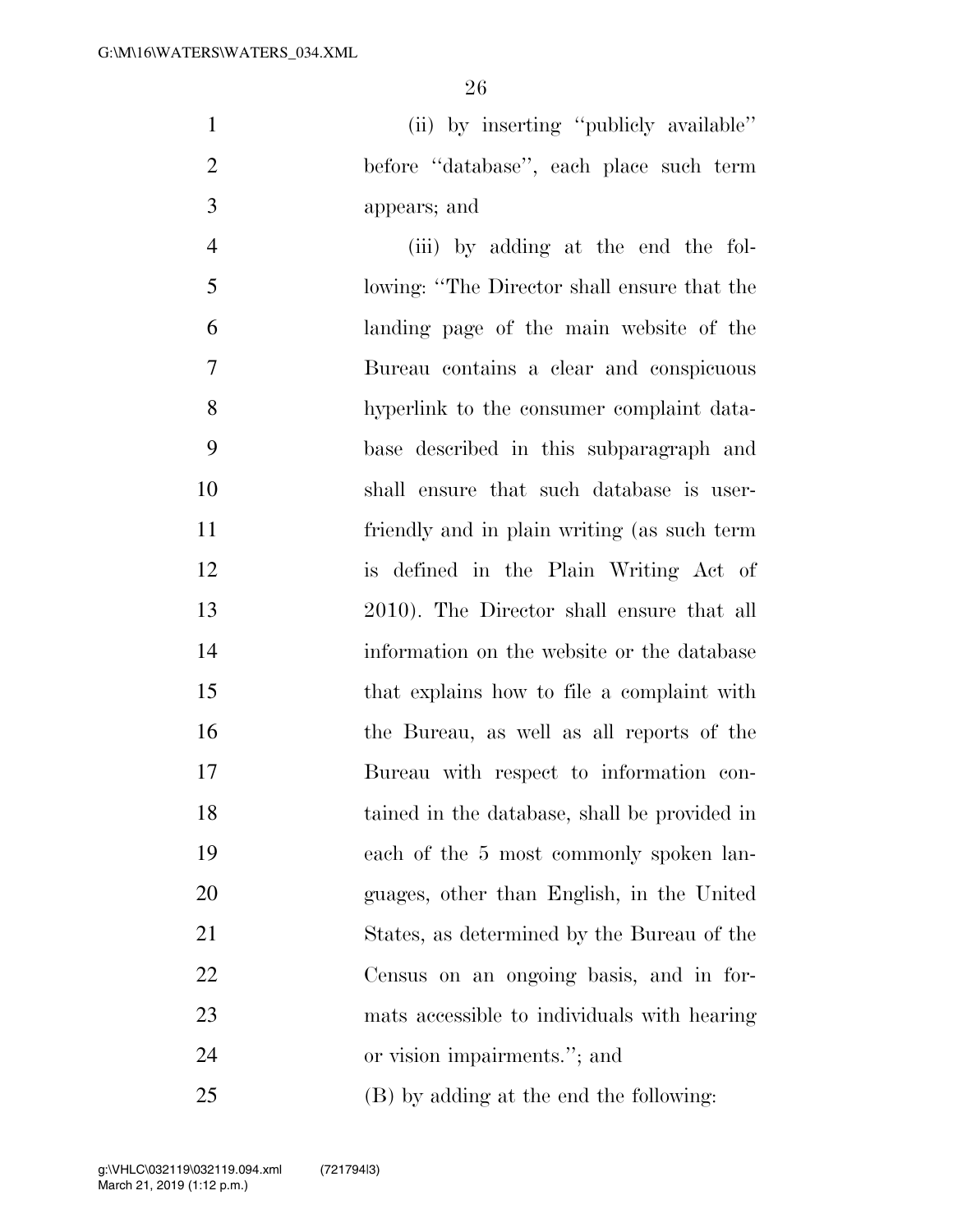(ii) by inserting ''publicly available'' before ''database'', each place such term appears; and

(iii) by adding at the end the following: ''The Director shall ensure that the landing page of the main website of the Bureau contains a clear and conspicuous hyperlink to the consumer complaint database described in this subparagraph and shall ensure that such database is user-friendly and in plain writing (as such term is defined in the Plain Writing Act of 2010). The Director shall ensure that all information on the website or the database that explains how to file a complaint with the Bureau, as well as all reports of the Bureau with respect to information contained in the database, shall be provided in each of the 5 most commonly spoken languages, other than English, in the United States, as determined by the Bureau of the Census on an ongoing basis, and in formats accessible to individuals with hearing or vision impairments.''; and

(B) by adding at the end the following: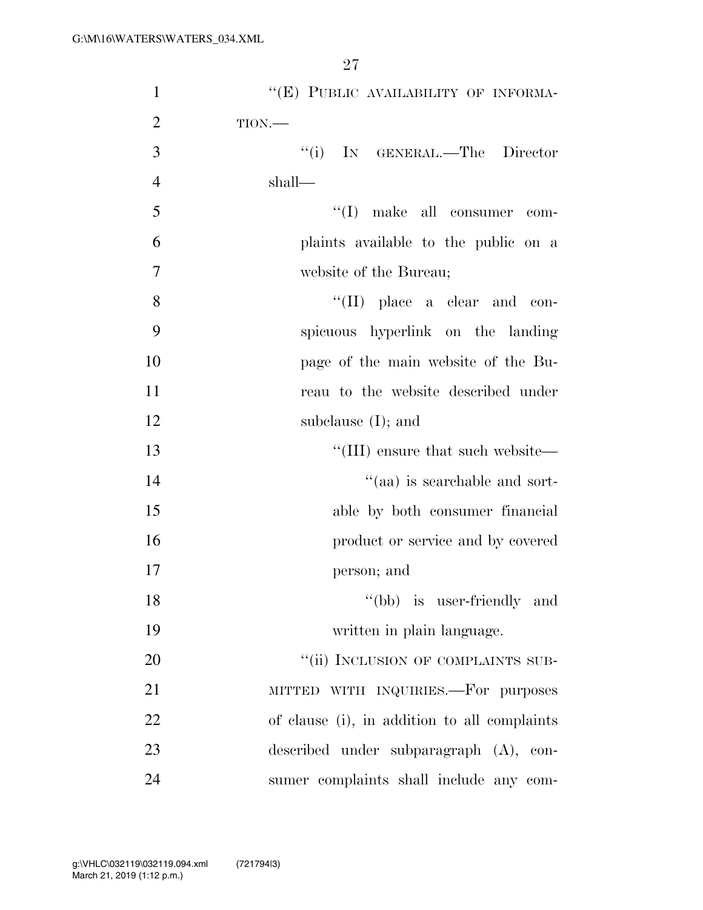"(E) PUBLIC AVAILABILITY OF INFORMATION.—

"(i) IN GENERAL.—The Director shall—

"(I) make all consumer complaints available to the public on a website of the Bureau;

"(II) place a clear and conspicuous hyperlink on the landing page of the main website of the Bureau to the website described under subclause (I); and

"(III) ensure that such website—

"(aa) is searchable and sortable by both consumer financial product or service and by covered person; and

"(bb) is user-friendly and written in plain language.

"(ii) INCLUSION OF COMPLAINTS SUBMITTED WITH INQUIRIES.—For purposes of clause (i), in addition to all complaints described under subparagraph (A), consumer complaints shall include any com-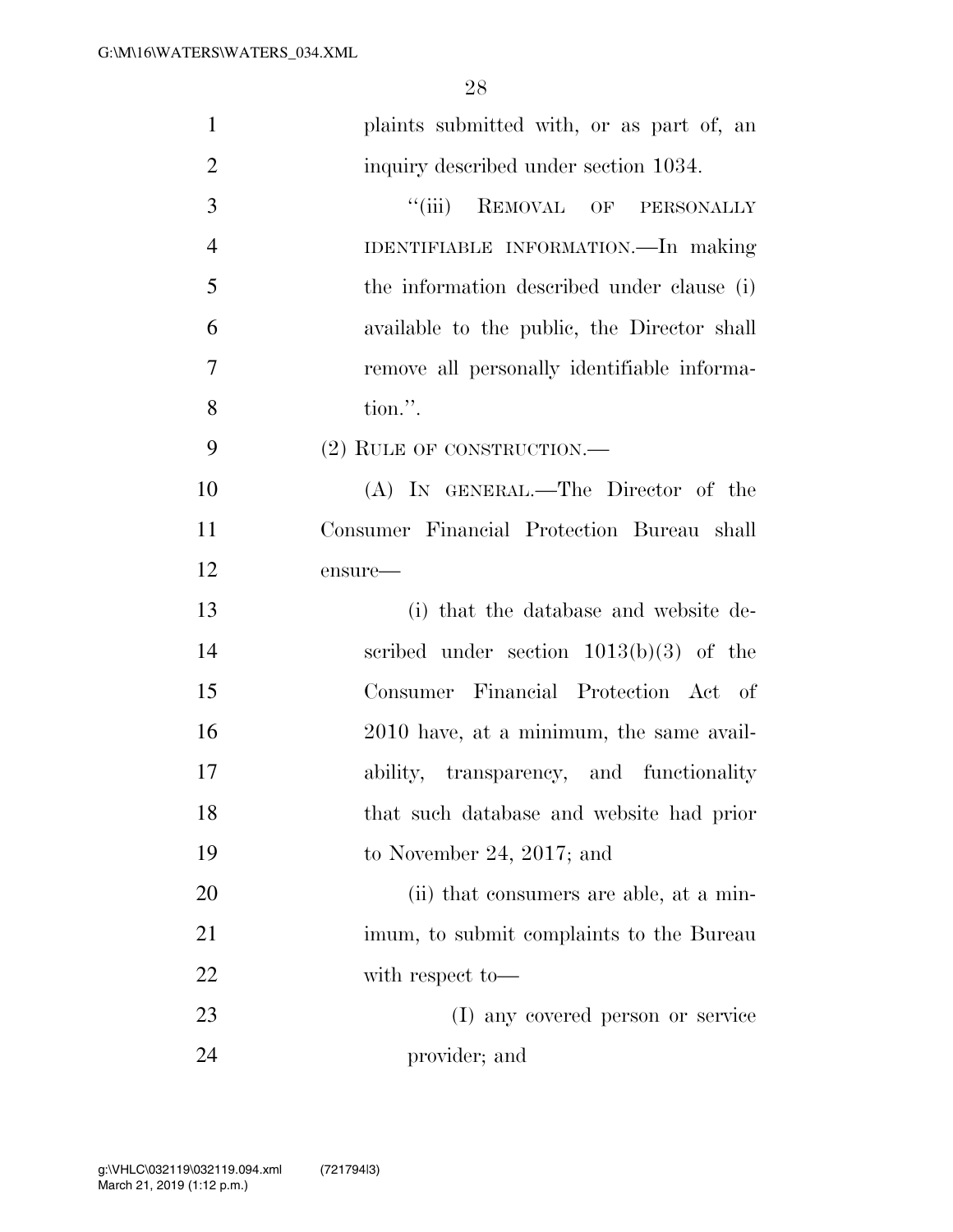plaints submitted with, or as part of, an inquiry described under section 1034.

"(iii) REMOVAL OF PERSONALLY IDENTIFIABLE INFORMATION.—In making the information described under clause (i) available to the public, the Director shall remove all personally identifiable information.".

(2) RULE OF CONSTRUCTION.—

(A) IN GENERAL.—The Director of the Consumer Financial Protection Bureau shall ensure—

(i) that the database and website described under section 1013(b)(3) of the Consumer Financial Protection Act of 2010 have, at a minimum, the same availability, transparency, and functionality that such database and website had prior to November 24, 2017; and

(ii) that consumers are able, at a minimum, to submit complaints to the Bureau with respect to—

(I) any covered person or service provider; and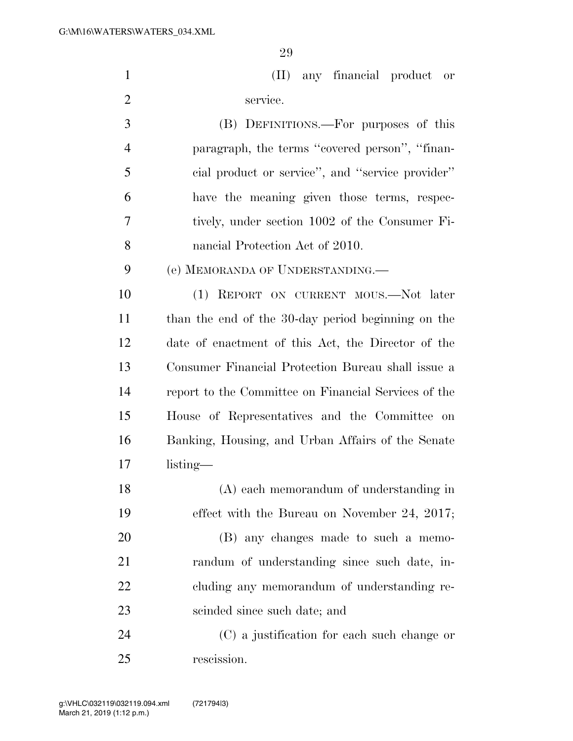(II) any financial product or service.

(B) DEFINITIONS.—For purposes of this paragraph, the terms ''covered person'', ''financial product or service'', and ''service provider'' have the meaning given those terms, respectively, under section 1002 of the Consumer Financial Protection Act of 2010.

(e) MEMORANDA OF UNDERSTANDING.—

(1) REPORT ON CURRENT MOUS.—Not later than the end of the 30-day period beginning on the date of enactment of this Act, the Director of the Consumer Financial Protection Bureau shall issue a report to the Committee on Financial Services of the House of Representatives and the Committee on Banking, Housing, and Urban Affairs of the Senate listing—

(A) each memorandum of understanding in effect with the Bureau on November 24, 2017;

(B) any changes made to such a memorandum of understanding since such date, including any memorandum of understanding rescinded since such date; and

(C) a justification for each such change or rescission.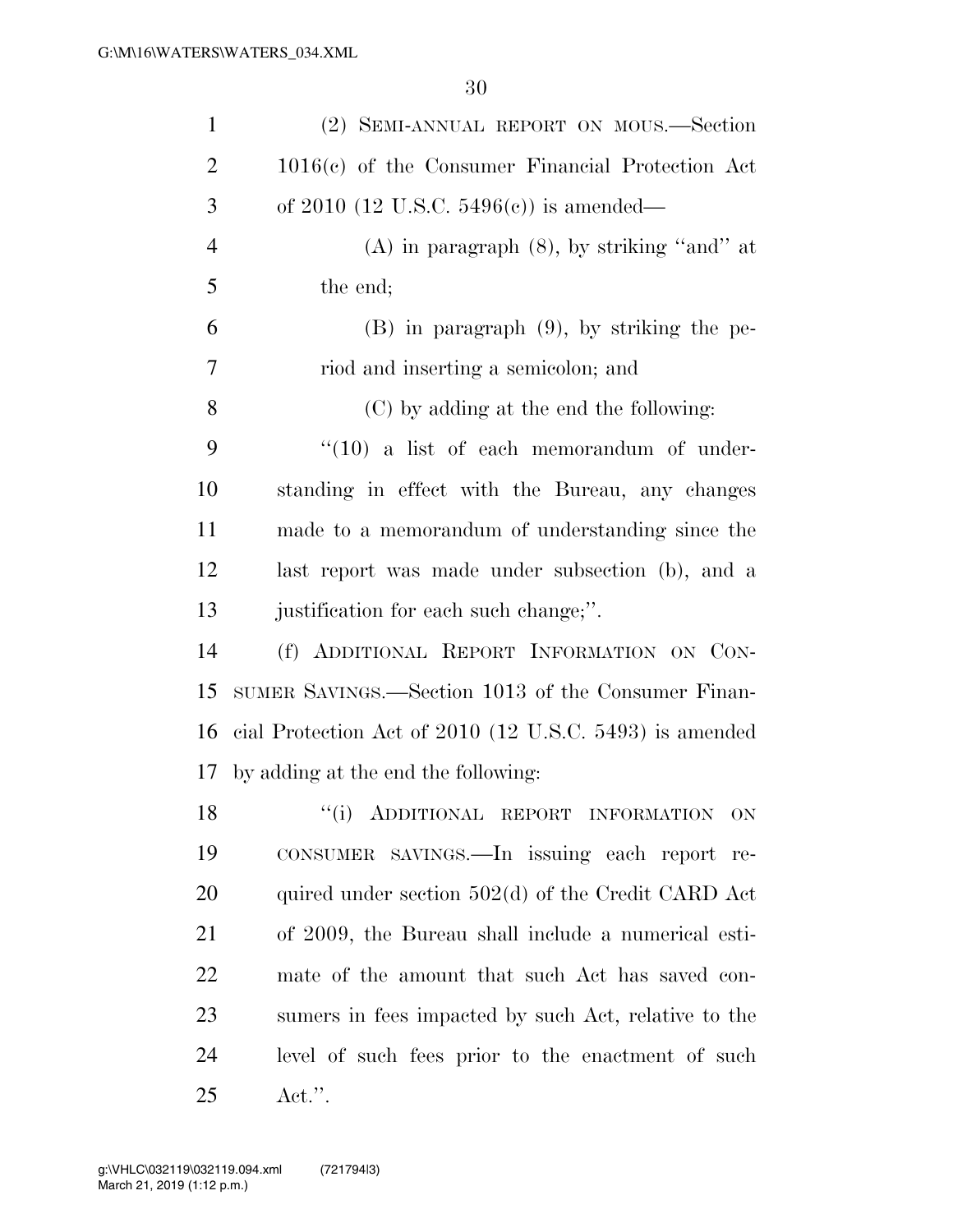(2) SEMI-ANNUAL REPORT ON MOUS.—Section 1016(c) of the Consumer Financial Protection Act of 2010 (12 U.S.C. 5496(c)) is amended—

(A) in paragraph (8), by striking "and" at the end;

(B) in paragraph (9), by striking the period and inserting a semicolon; and

(C) by adding at the end the following:

"(10) a list of each memorandum of understanding in effect with the Bureau, any changes made to a memorandum of understanding since the last report was made under subsection (b), and a justification for each such change;".

(f) ADDITIONAL REPORT INFORMATION ON CONSUMER SAVINGS.—Section 1013 of the Consumer Financial Protection Act of 2010 (12 U.S.C. 5493) is amended by adding at the end the following:

"(i) ADDITIONAL REPORT INFORMATION ON CONSUMER SAVINGS.—In issuing each report required under section 502(d) of the Credit CARD Act of 2009, the Bureau shall include a numerical estimate of the amount that such Act has saved consumers in fees impacted by such Act, relative to the level of such fees prior to the enactment of such Act.".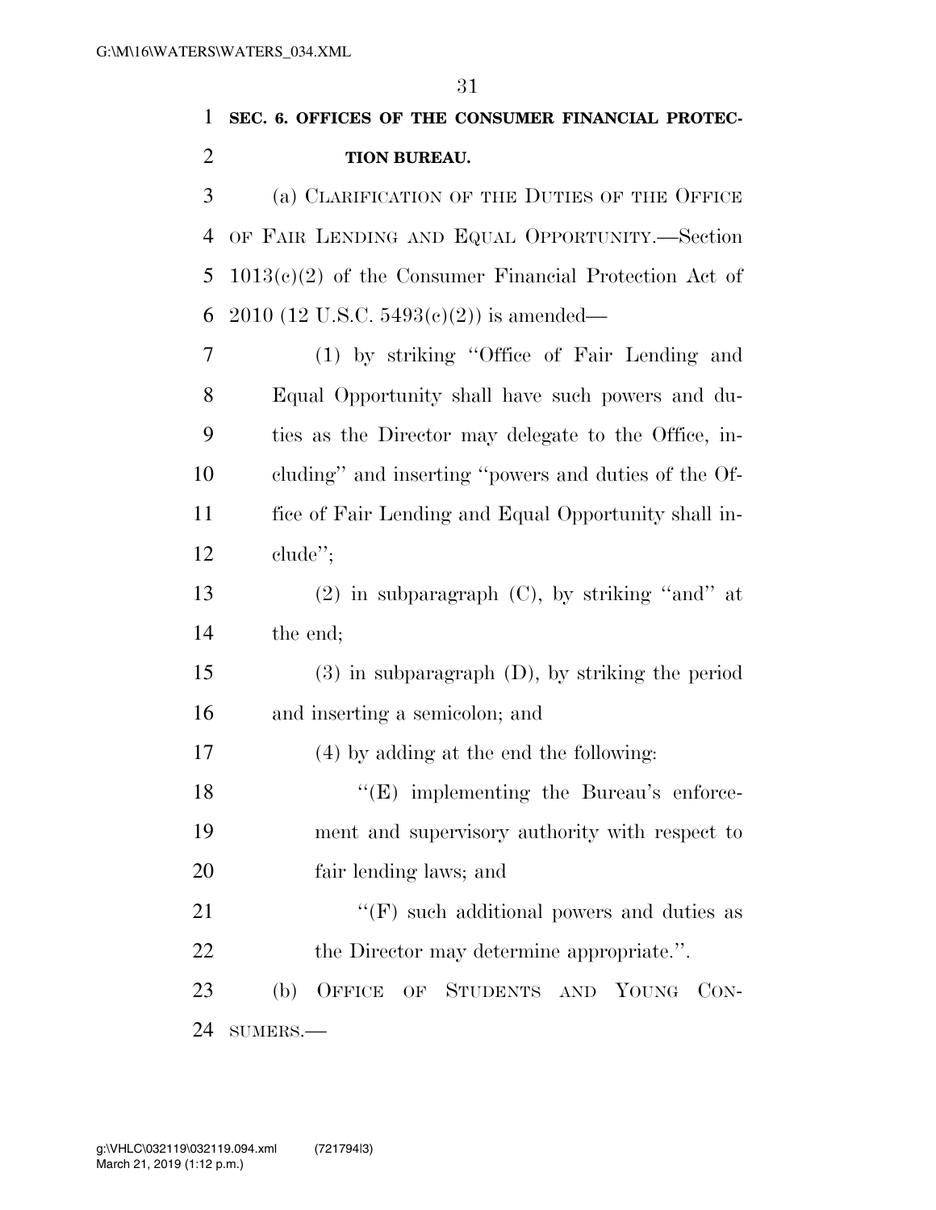**SEC. 6. OFFICES OF THE CONSUMER FINANCIAL PROTECTION BUREAU.**

(a) CLARIFICATION OF THE DUTIES OF THE OFFICE OF FAIR LENDING AND EQUAL OPPORTUNITY.—Section 1013(c)(2) of the Consumer Financial Protection Act of 2010 (12 U.S.C. 5493(c)(2)) is amended—

(1) by striking "Office of Fair Lending and Equal Opportunity shall have such powers and duties as the Director may delegate to the Office, including" and inserting "powers and duties of the Office of Fair Lending and Equal Opportunity shall include";

(2) in subparagraph (C), by striking "and" at the end;

(3) in subparagraph (D), by striking the period and inserting a semicolon; and

(4) by adding at the end the following:

"(E) implementing the Bureau's enforcement and supervisory authority with respect to fair lending laws; and

"(F) such additional powers and duties as the Director may determine appropriate.".

(b) OFFICE OF STUDENTS AND YOUNG CONSUMERS.—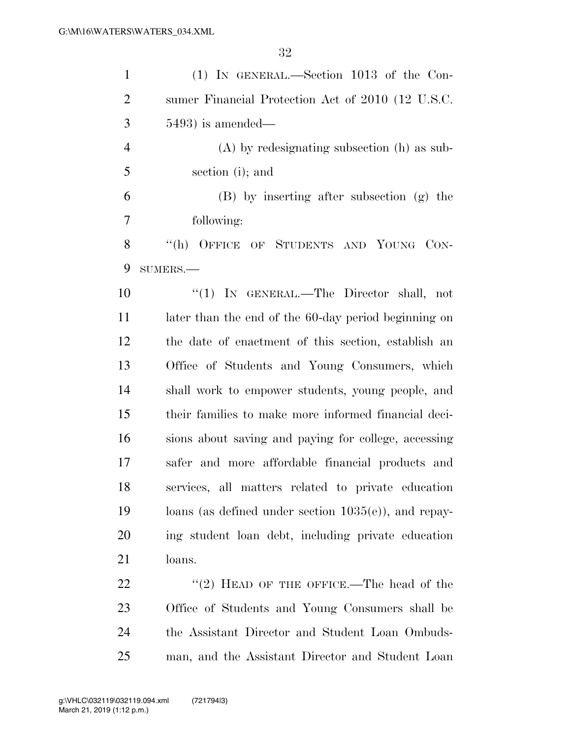(1) IN GENERAL.—Section 1013 of the Consumer Financial Protection Act of 2010 (12 U.S.C. 5493) is amended—

(A) by redesignating subsection (h) as subsection (i); and

(B) by inserting after subsection (g) the following:

"(h) OFFICE OF STUDENTS AND YOUNG CONSUMERS.—

"(1) IN GENERAL.—The Director shall, not later than the end of the 60-day period beginning on the date of enactment of this section, establish an Office of Students and Young Consumers, which shall work to empower students, young people, and their families to make more informed financial decisions about saving and paying for college, accessing safer and more affordable financial products and services, all matters related to private education loans (as defined under section 1035(e)), and repaying student loan debt, including private education loans.

"(2) HEAD OF THE OFFICE.—The head of the Office of Students and Young Consumers shall be the Assistant Director and Student Loan Ombudsman, and the Assistant Director and Student Loan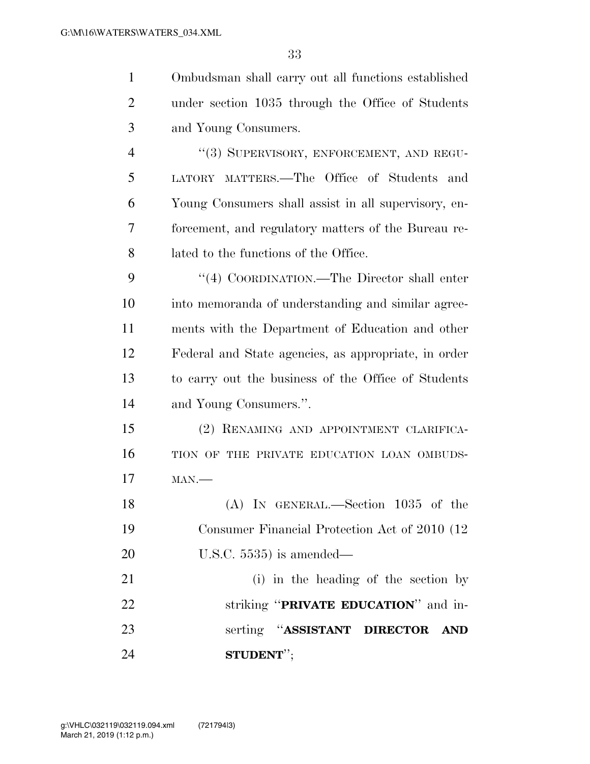Ombudsman shall carry out all functions established under section 1035 through the Office of Students and Young Consumers.

"(3) SUPERVISORY, ENFORCEMENT, AND REGULATORY MATTERS.—The Office of Students and Young Consumers shall assist in all supervisory, enforcement, and regulatory matters of the Bureau related to the functions of the Office.

"(4) COORDINATION.—The Director shall enter into memoranda of understanding and similar agreements with the Department of Education and other Federal and State agencies, as appropriate, in order to carry out the business of the Office of Students and Young Consumers.".

(2) RENAMING AND APPOINTMENT CLARIFICATION OF THE PRIVATE EDUCATION LOAN OMBUDSMAN.—

(A) IN GENERAL.—Section 1035 of the Consumer Financial Protection Act of 2010 (12 U.S.C. 5535) is amended—

(i) in the heading of the section by striking "**PRIVATE EDUCATION**" and inserting "**ASSISTANT DIRECTOR AND STUDENT**";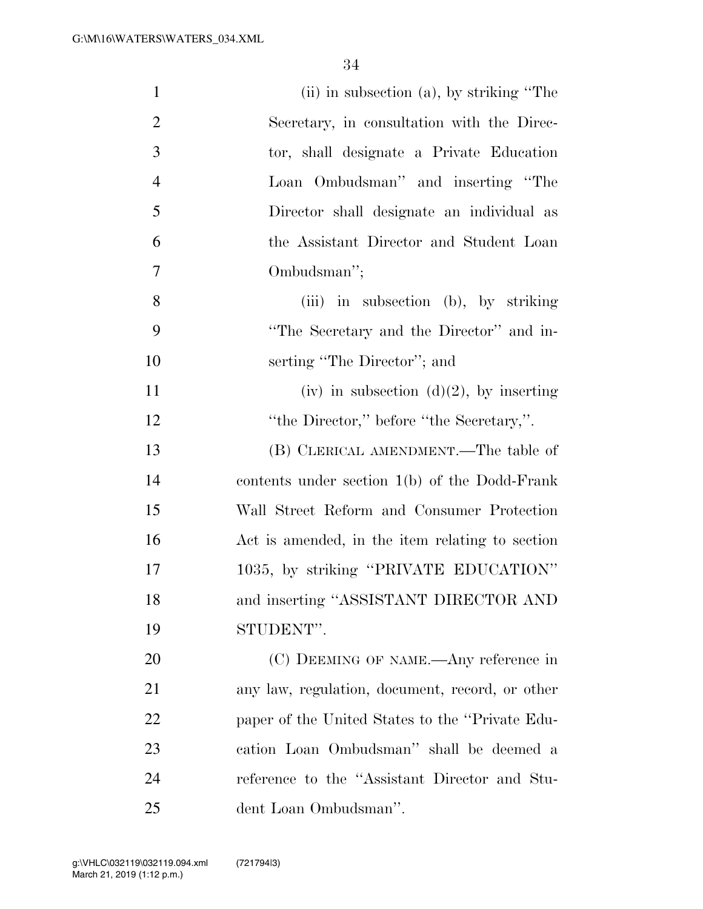(ii) in subsection (a), by striking "The Secretary, in consultation with the Director, shall designate a Private Education Loan Ombudsman" and inserting "The Director shall designate an individual as the Assistant Director and Student Loan Ombudsman";

(iii) in subsection (b), by striking "The Secretary and the Director" and inserting "The Director"; and

(iv) in subsection (d)(2), by inserting "the Director," before "the Secretary,".

(B) CLERICAL AMENDMENT.—The table of contents under section 1(b) of the Dodd-Frank Wall Street Reform and Consumer Protection Act is amended, in the item relating to section 1035, by striking "PRIVATE EDUCATION" and inserting "ASSISTANT DIRECTOR AND STUDENT".

(C) DEEMING OF NAME.—Any reference in any law, regulation, document, record, or other paper of the United States to the "Private Education Loan Ombudsman" shall be deemed a reference to the "Assistant Director and Student Loan Ombudsman".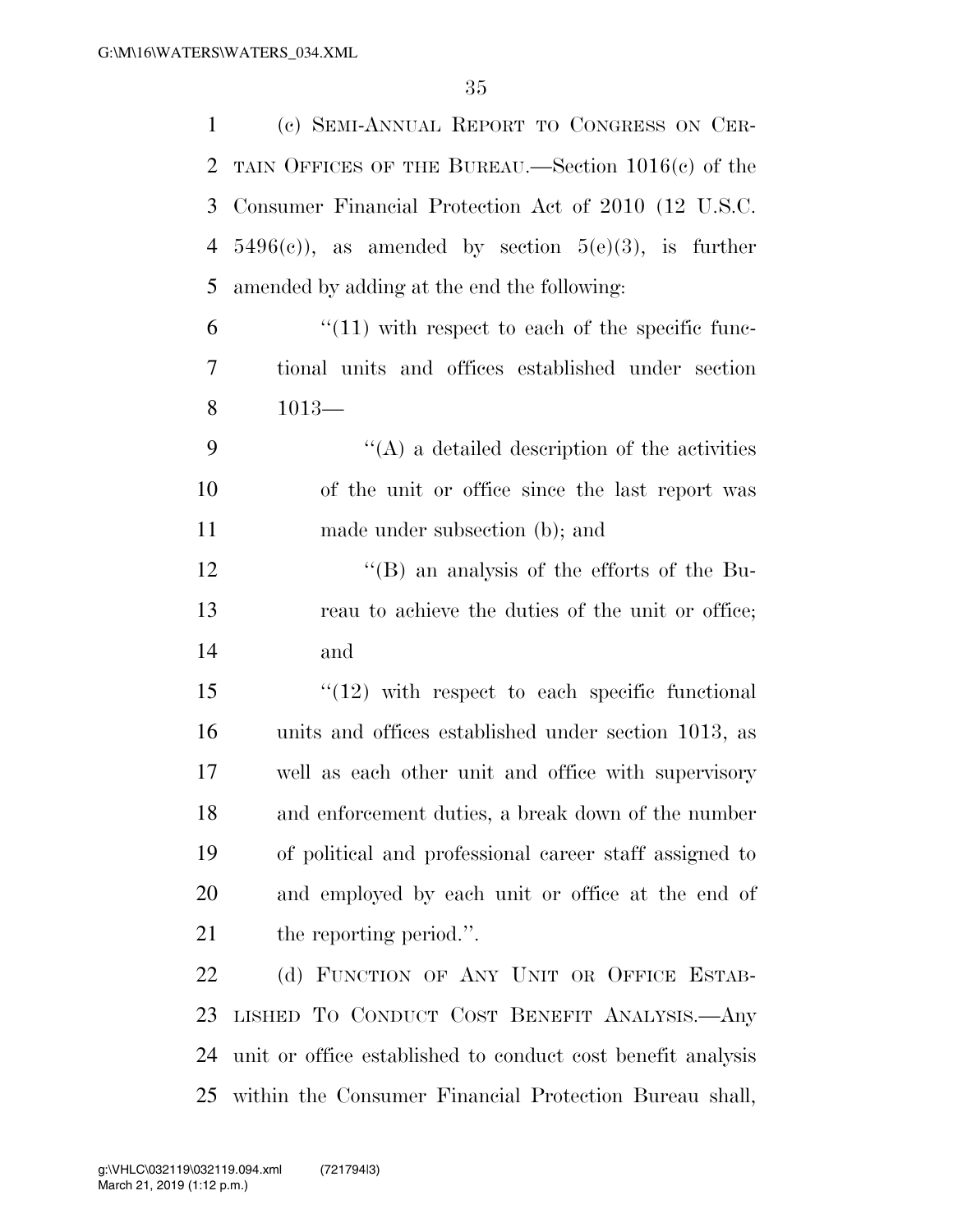(c) SEMI-ANNUAL REPORT TO CONGRESS ON CERTAIN OFFICES OF THE BUREAU.—Section 1016(c) of the Consumer Financial Protection Act of 2010 (12 U.S.C. 5496(c)), as amended by section 5(e)(3), is further amended by adding at the end the following:

"(11) with respect to each of the specific functional units and offices established under section 1013—

"(A) a detailed description of the activities of the unit or office since the last report was made under subsection (b); and

"(B) an analysis of the efforts of the Bureau to achieve the duties of the unit or office; and

"(12) with respect to each specific functional units and offices established under section 1013, as well as each other unit and office with supervisory and enforcement duties, a break down of the number of political and professional career staff assigned to and employed by each unit or office at the end of the reporting period.".

(d) FUNCTION OF ANY UNIT OR OFFICE ESTABLISHED TO CONDUCT COST BENEFIT ANALYSIS.—Any unit or office established to conduct cost benefit analysis within the Consumer Financial Protection Bureau shall,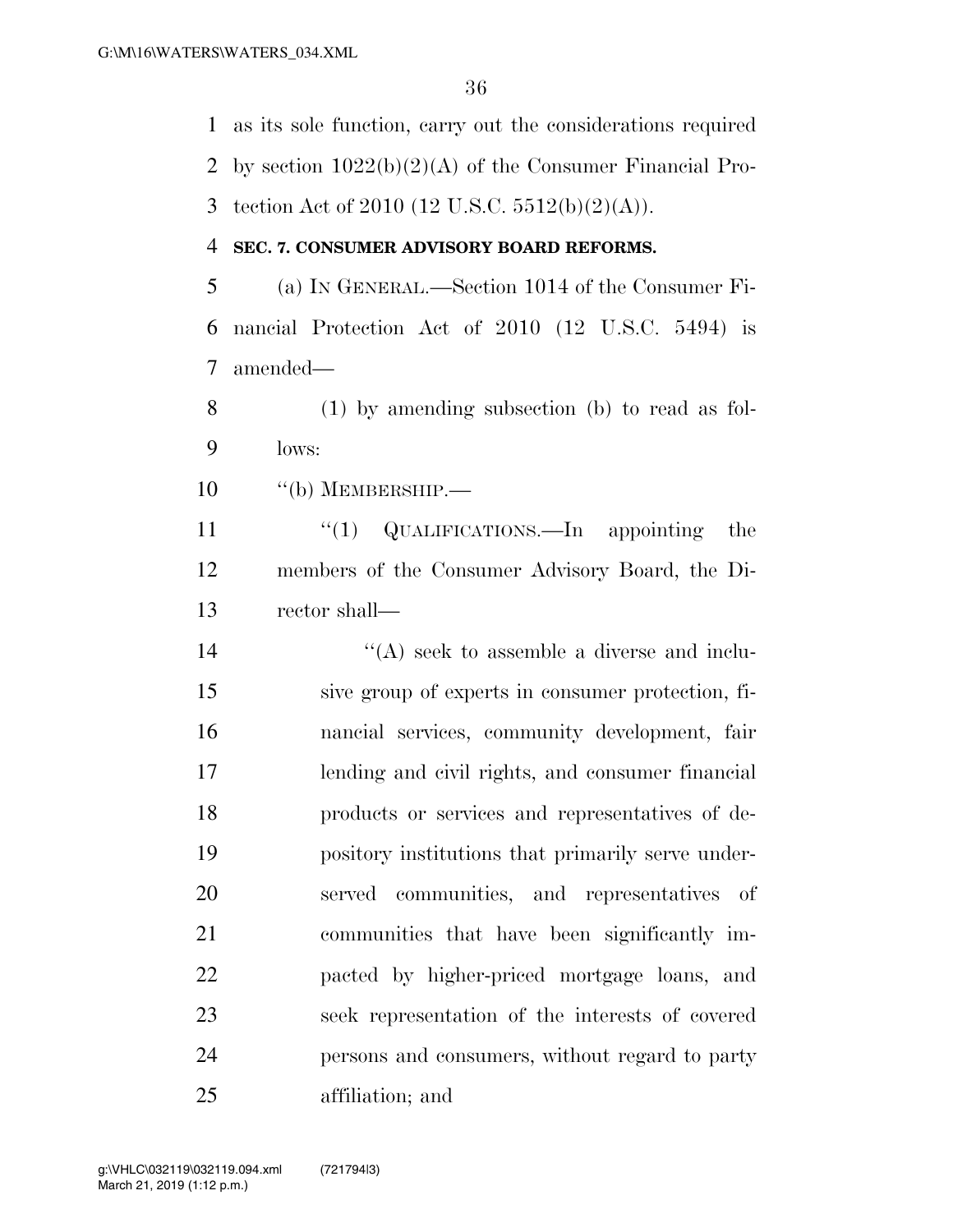as its sole function, carry out the considerations required by section 1022(b)(2)(A) of the Consumer Financial Protection Act of 2010 (12 U.S.C. 5512(b)(2)(A)).

**SEC. 7. CONSUMER ADVISORY BOARD REFORMS.**

(a) IN GENERAL.—Section 1014 of the Consumer Financial Protection Act of 2010 (12 U.S.C. 5494) is amended—

(1) by amending subsection (b) to read as follows:

"(b) MEMBERSHIP.—

"(1) QUALIFICATIONS.—In appointing the members of the Consumer Advisory Board, the Director shall—

"(A) seek to assemble a diverse and inclusive group of experts in consumer protection, financial services, community development, fair lending and civil rights, and consumer financial products or services and representatives of depository institutions that primarily serve underserved communities, and representatives of communities that have been significantly impacted by higher-priced mortgage loans, and seek representation of the interests of covered persons and consumers, without regard to party affiliation; and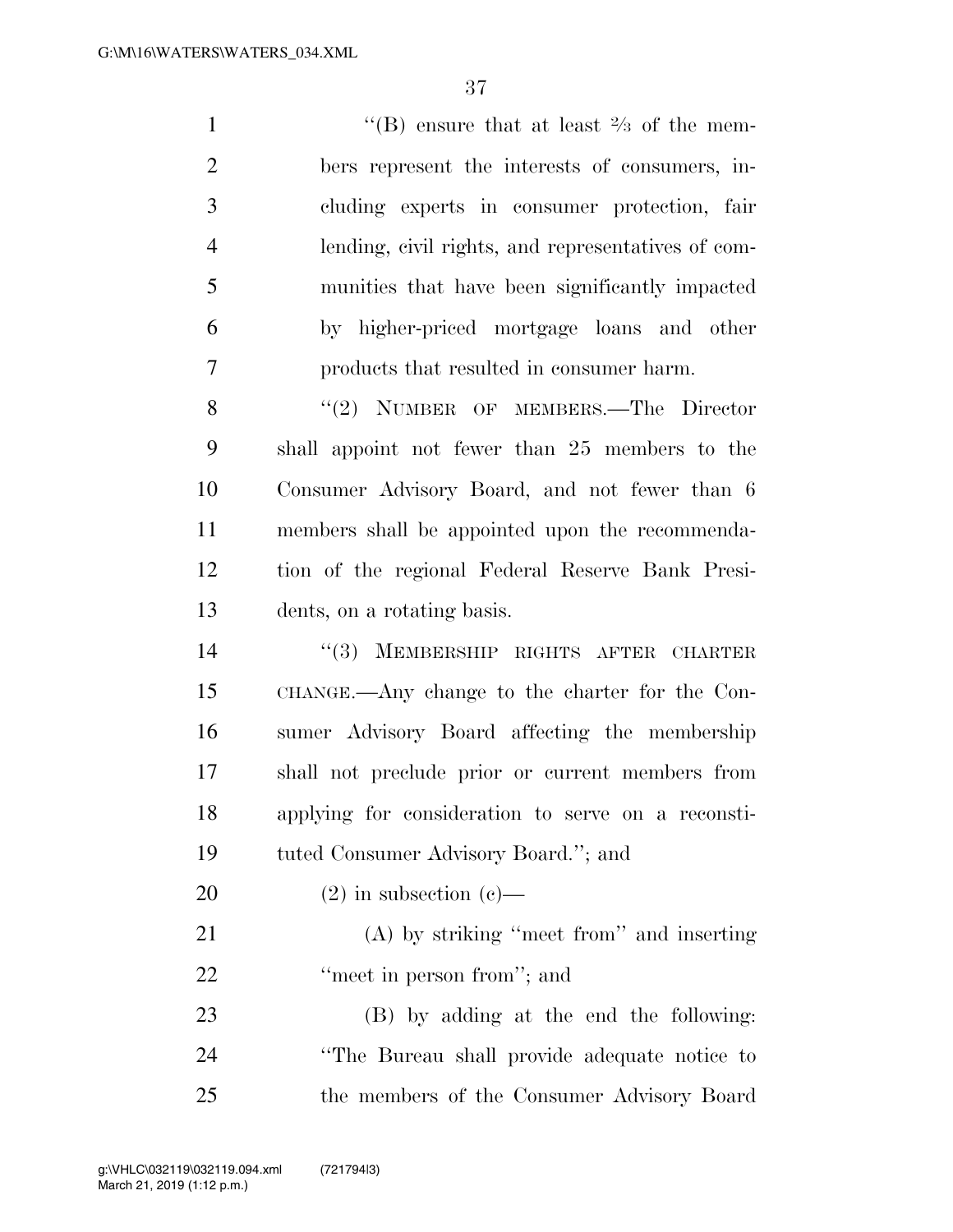"(B) ensure that at least ⅔ of the members represent the interests of consumers, including experts in consumer protection, fair lending, civil rights, and representatives of communities that have been significantly impacted by higher-priced mortgage loans and other products that resulted in consumer harm.

"(2) NUMBER OF MEMBERS.—The Director shall appoint not fewer than 25 members to the Consumer Advisory Board, and not fewer than 6 members shall be appointed upon the recommendation of the regional Federal Reserve Bank Presidents, on a rotating basis.

"(3) MEMBERSHIP RIGHTS AFTER CHARTER CHANGE.—Any change to the charter for the Consumer Advisory Board affecting the membership shall not preclude prior or current members from applying for consideration to serve on a reconstituted Consumer Advisory Board."; and

(2) in subsection (c)—

(A) by striking "meet from" and inserting "meet in person from"; and

(B) by adding at the end the following: "The Bureau shall provide adequate notice to the members of the Consumer Advisory Board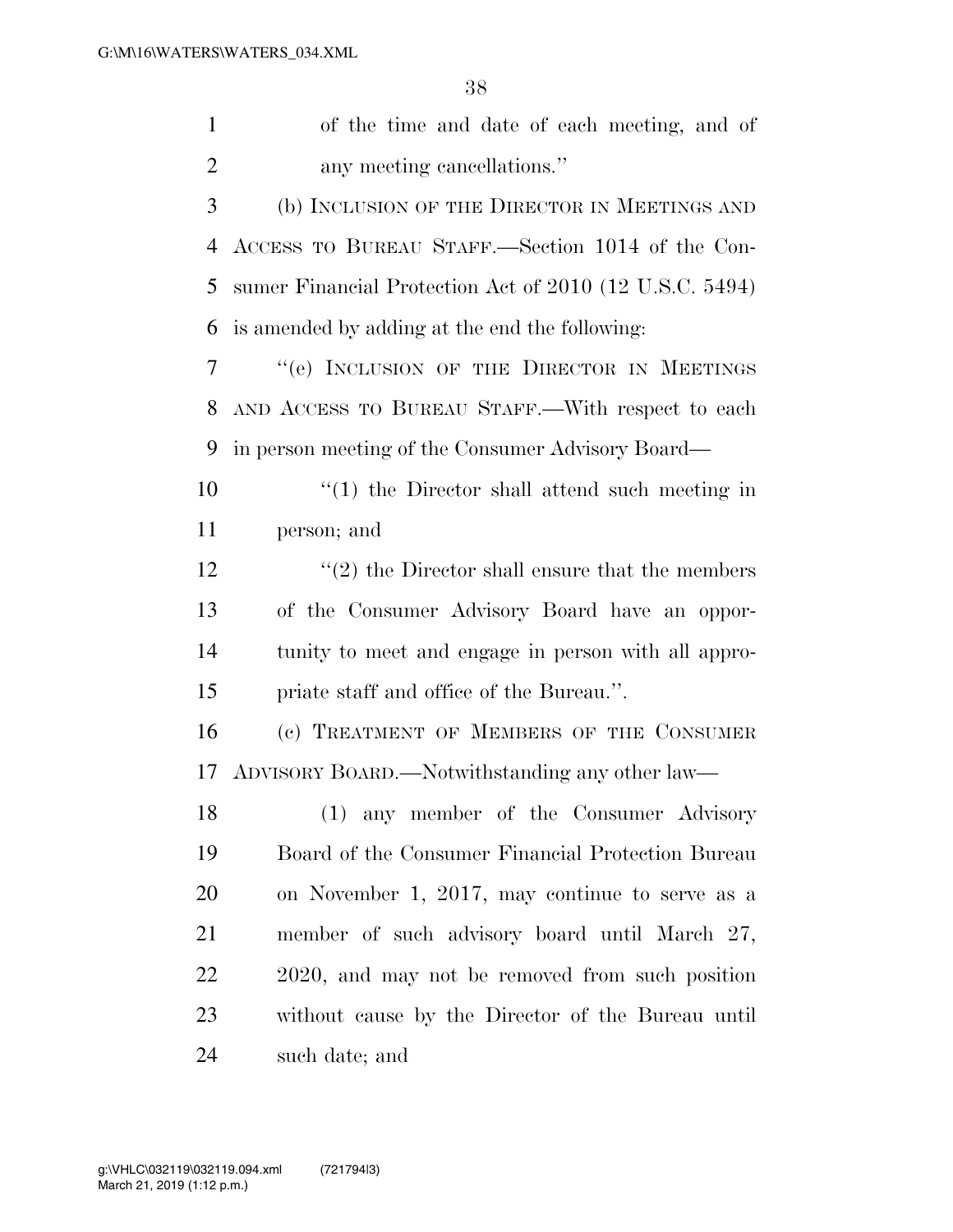of the time and date of each meeting, and of any meeting cancellations.''

(b) INCLUSION OF THE DIRECTOR IN MEETINGS AND ACCESS TO BUREAU STAFF.—Section 1014 of the Consumer Financial Protection Act of 2010 (12 U.S.C. 5494) is amended by adding at the end the following:

''(e) INCLUSION OF THE DIRECTOR IN MEETINGS AND ACCESS TO BUREAU STAFF.—With respect to each in person meeting of the Consumer Advisory Board—

''(1) the Director shall attend such meeting in person; and

''(2) the Director shall ensure that the members of the Consumer Advisory Board have an opportunity to meet and engage in person with all appropriate staff and office of the Bureau.''.

(c) TREATMENT OF MEMBERS OF THE CONSUMER ADVISORY BOARD.—Notwithstanding any other law—

(1) any member of the Consumer Advisory Board of the Consumer Financial Protection Bureau on November 1, 2017, may continue to serve as a member of such advisory board until March 27, 2020, and may not be removed from such position without cause by the Director of the Bureau until such date; and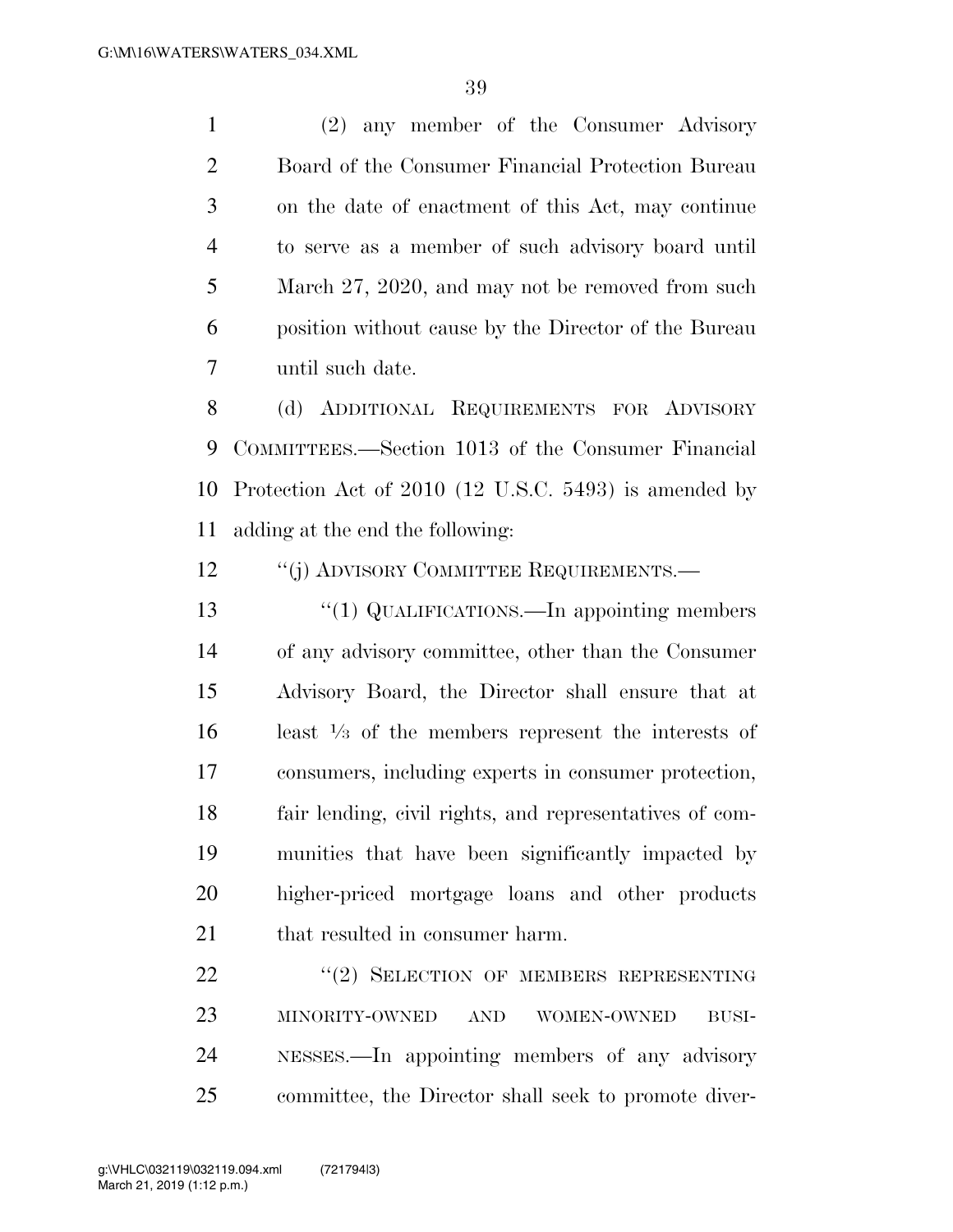(2) any member of the Consumer Advisory Board of the Consumer Financial Protection Bureau on the date of enactment of this Act, may continue to serve as a member of such advisory board until March 27, 2020, and may not be removed from such position without cause by the Director of the Bureau until such date.

(d) ADDITIONAL REQUIREMENTS FOR ADVISORY COMMITTEES.—Section 1013 of the Consumer Financial Protection Act of 2010 (12 U.S.C. 5493) is amended by adding at the end the following:

"(j) ADVISORY COMMITTEE REQUIREMENTS.—

"(1) QUALIFICATIONS.—In appointing members of any advisory committee, other than the Consumer Advisory Board, the Director shall ensure that at least ⅓ of the members represent the interests of consumers, including experts in consumer protection, fair lending, civil rights, and representatives of communities that have been significantly impacted by higher-priced mortgage loans and other products that resulted in consumer harm.

"(2) SELECTION OF MEMBERS REPRESENTING MINORITY-OWNED AND WOMEN-OWNED BUSINESSES.—In appointing members of any advisory committee, the Director shall seek to promote diver-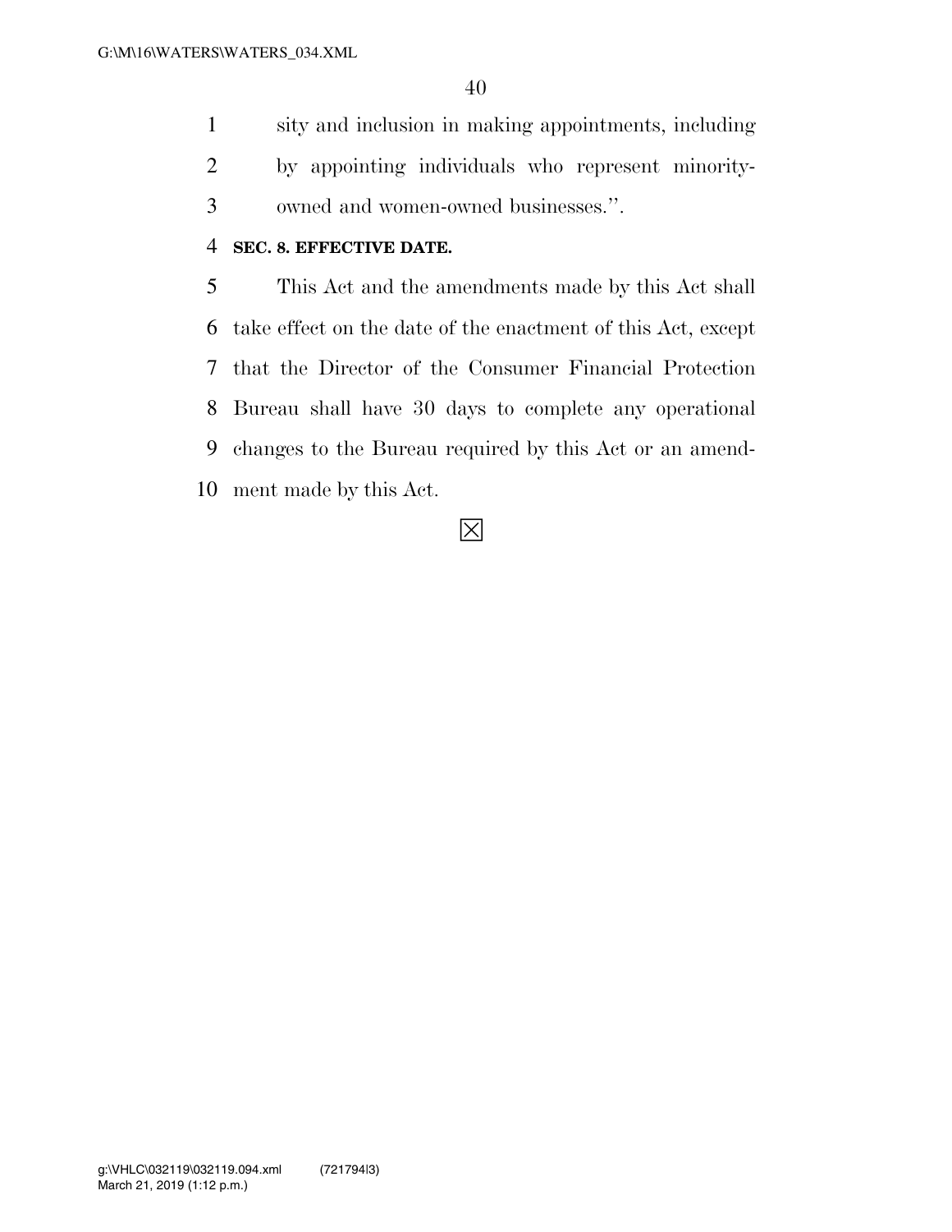sity and inclusion in making appointments, including by appointing individuals who represent minority-owned and women-owned businesses.''.

**SEC. 8. EFFECTIVE DATE.**

This Act and the amendments made by this Act shall take effect on the date of the enactment of this Act, except that the Director of the Consumer Financial Protection Bureau shall have 30 days to complete any operational changes to the Bureau required by this Act or an amendment made by this Act.